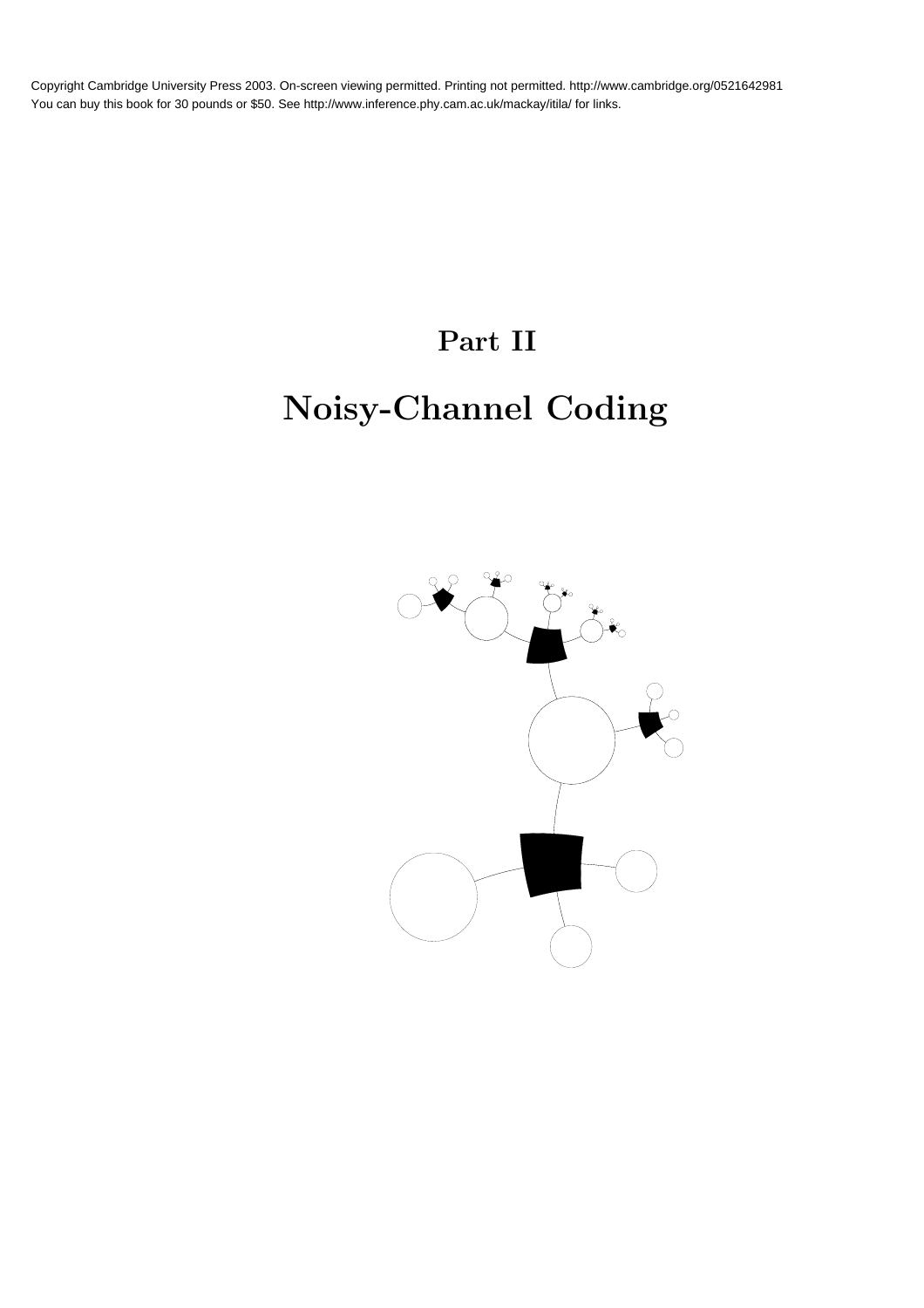# Part II

# Noisy-Channel Coding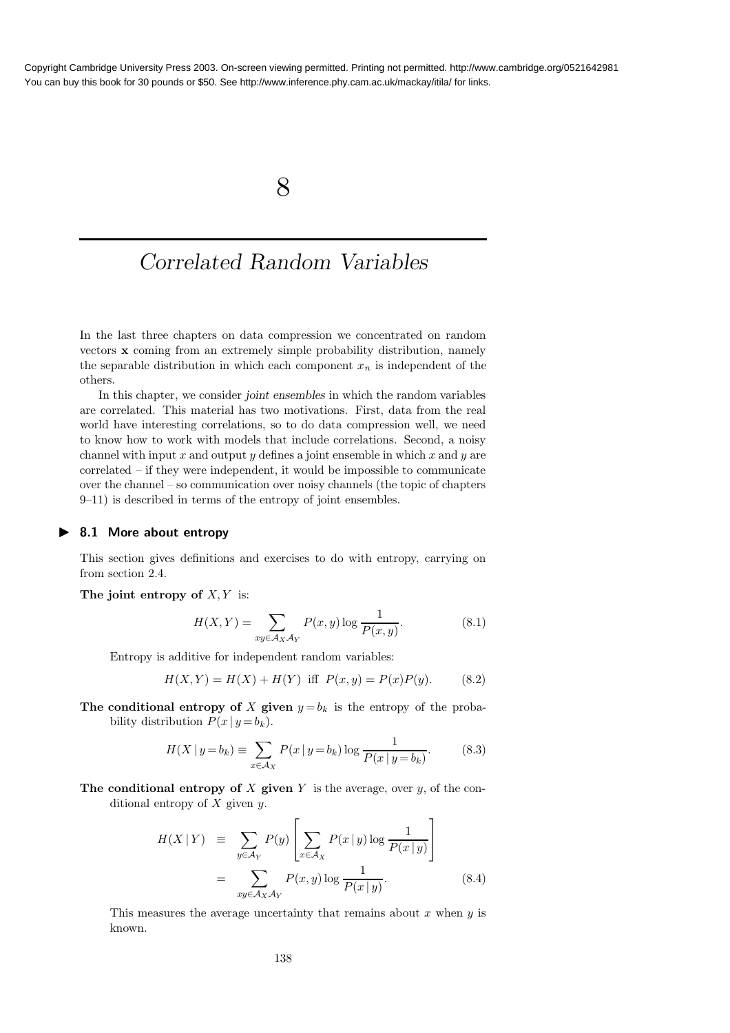# 8

# Correlated Random Variables

In the last three chapters on data compression we concentrated on random vectors $\mathbf{x}$ coming from an extremely simple probability distribution, namely the separable distribution in which each component $x_n$ is independent of the others.

In this chapter, we consider *joint ensembles* in which the random variables are correlated. This material has two motivations. First, data from the real world have interesting correlations, so to do data compression well, we need to know how to work with models that include correlations. Second, a noisy channel with input $x$ and output $y$ defines a joint ensemble in which $x$ and $y$ are correlated – if they were independent, it would be impossible to communicate over the channel – so communication over noisy channels (the topic of chapters 9–11) is described in terms of the entropy of joint ensembles.

## ▶ 8.1 More about entropy

This section gives definitions and exercises to do with entropy, carrying on from section 2.4.

**The joint entropy of** $X, Y$ is:

$$H(X,Y) = \sum_{xy \in \mathcal{A}_X \mathcal{A}_Y} P(x,y) \log \frac{1}{P(x,y)}. \tag{8.1}$$

Entropy is additive for independent random variables:

$$H(X,Y) = H(X) + H(Y) \text{ iff } P(x,y) = P(x)P(y). \tag{8.2}$$

**The conditional entropy of** $X$ **given** $y = b_k$ is the entropy of the probability distribution $P(x \mid y = b_k)$.

$$H(X \mid y = b_k) \equiv \sum_{x \in \mathcal{A}_X} P(x \mid y = b_k) \log \frac{1}{P(x \mid y = b_k)}. \tag{8.3}$$

**The conditional entropy of** $X$ **given** $Y$ is the average, over $y$, of the conditional entropy of $X$ given $y$.

$$\begin{aligned} H(X \mid Y) &\equiv \sum_{y \in \mathcal{A}_Y} P(y) \left[ \sum_{x \in \mathcal{A}_X} P(x \mid y) \log \frac{1}{P(x \mid y)} \right] \\ &= \sum_{xy \in \mathcal{A}_X \mathcal{A}_Y} P(x,y) \log \frac{1}{P(x \mid y)}. \end{aligned} \tag{8.4}$$

This measures the average uncertainty that remains about $x$ when $y$ is known.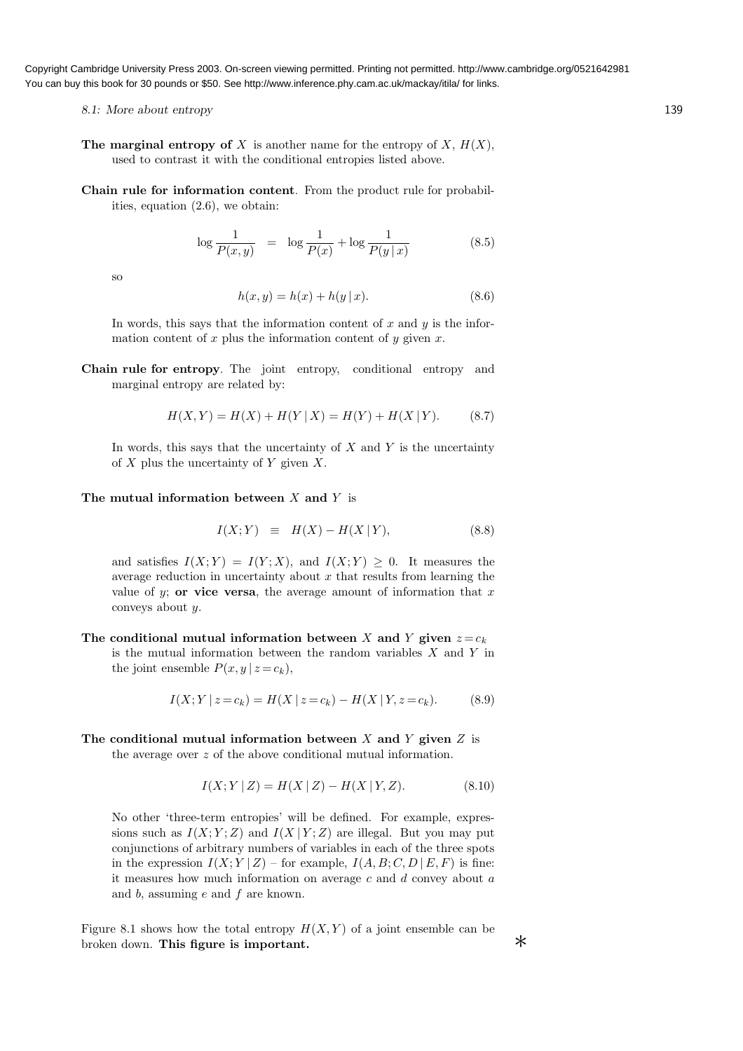**The marginal entropy of** $X$ is another name for the entropy of $X$, $H(X)$, used to contrast it with the conditional entropies listed above.

**Chain rule for information content**. From the product rule for probabilities, equation (2.6), we obtain:

$$\log \frac{1}{P(x,y)} \;=\; \log \frac{1}{P(x)} + \log \frac{1}{P(y \,|\, x)} \tag{8.5}$$

so

$$h(x,y) = h(x) + h(y \,|\, x). \tag{8.6}$$

In words, this says that the information content of $x$ and $y$ is the information content of $x$ plus the information content of $y$ given $x$.

**Chain rule for entropy**. The joint entropy, conditional entropy and marginal entropy are related by:

$$H(X,Y) = H(X) + H(Y \,|\, X) = H(Y) + H(X \,|\, Y). \tag{8.7}$$

In words, this says that the uncertainty of $X$ and $Y$ is the uncertainty of $X$ plus the uncertainty of $Y$ given $X$.

**The mutual information between** $X$ **and** $Y$ is

$$I(X;Y) \;\equiv\; H(X) - H(X \,|\, Y), \tag{8.8}$$

and satisfies $I(X;Y) = I(Y;X)$, and $I(X;Y) \geq 0$. It measures the average reduction in uncertainty about $x$ that results from learning the value of $y$; **or vice versa**, the average amount of information that $x$ conveys about $y$.

**The conditional mutual information between** $X$ **and** $Y$ **given** $z = c_k$ is the mutual information between the random variables $X$ and $Y$ in the joint ensemble $P(x, y \,|\, z = c_k)$,

$$I(X;Y \,|\, z = c_k) = H(X \,|\, z = c_k) - H(X \,|\, Y, z = c_k). \tag{8.9}$$

**The conditional mutual information between** $X$ **and** $Y$ **given** $Z$ is the average over $z$ of the above conditional mutual information.

$$I(X;Y \,|\, Z) = H(X \,|\, Z) - H(X \,|\, Y, Z). \tag{8.10}$$

No other 'three-term entropies' will be defined. For example, expressions such as $I(X;Y;Z)$ and $I(X \,|\, Y;Z)$ are illegal. But you may put conjunctions of arbitrary numbers of variables in each of the three spots in the expression $I(X;Y \,|\, Z)$ – for example, $I(A,B;C,D \,|\, E,F)$ is fine: it measures how much information on average $c$ and $d$ convey about $a$ and $b$, assuming $e$ and $f$ are known.

Figure 8.1 shows how the total entropy $H(X,Y)$ of a joint ensemble can be broken down. **This figure is important.** *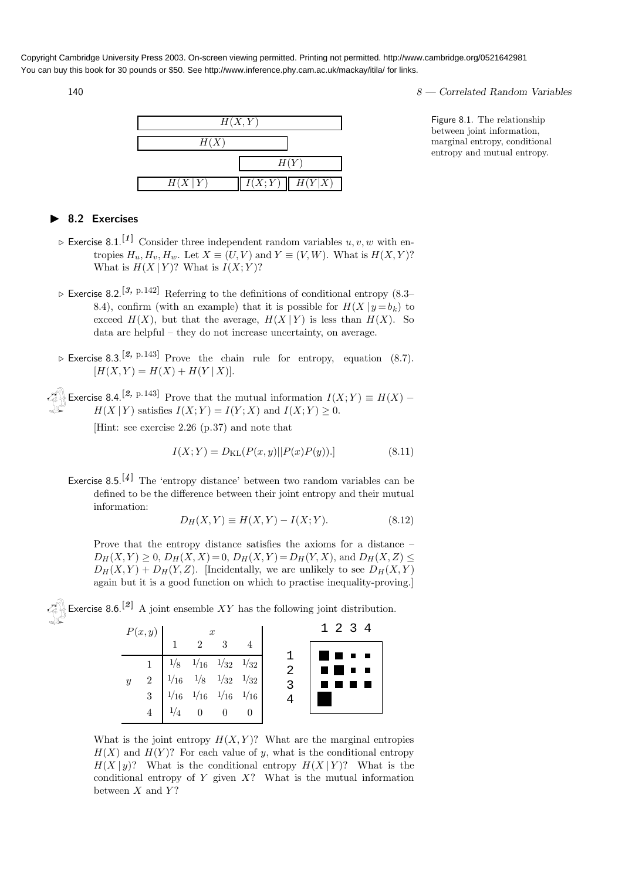Copyright Cambridge University Press 2003. On-screen viewing permitted. Printing not permitted. http://www.cambridge.org/0521642981
You can buy this book for 30 pounds or \$50. See http://www.inference.phy.cam.ac.uk/mackay/itila/ for links.

| $H(X,Y)$ | | |
|---|---|---|
| $H(X)$ | | |
| | $H(Y)$ | |
| $H(X\,|\,Y)$ | $I(X;Y)$ | $H(Y|X)$ |

Figure 8.1. The relationship between joint information, marginal entropy, conditional entropy and mutual entropy.

## 8.2 Exercises

▷ Exercise 8.1.[1] Consider three independent random variables $u, v, w$ with entropies $H_u, H_v, H_w$. Let $X \equiv (U, V)$ and $Y \equiv (V, W)$. What is $H(X, Y)$? What is $H(X\,|\,Y)$? What is $I(X; Y)$?

▷ Exercise 8.2.[3, p.142] Referring to the definitions of conditional entropy (8.3–8.4), confirm (with an example) that it is possible for $H(X\,|\,y = b_k)$ to exceed $H(X)$, but that the average, $H(X\,|\,Y)$ is less than $H(X)$. So data are helpful – they do not increase uncertainty, on average.

▷ Exercise 8.3.[2, p.143] Prove the chain rule for entropy, equation (8.7). $[H(X, Y) = H(X) + H(Y\,|\,X)]$.

Exercise 8.4.[2, p.143] Prove that the mutual information $I(X; Y) \equiv H(X) - H(X\,|\,Y)$ satisfies $I(X; Y) = I(Y; X)$ and $I(X; Y) \geq 0$.

[Hint: see exercise 2.26 (p.37) and note that

$$I(X; Y) = D_{\rm KL}(P(x, y)||P(x)P(y)).] \tag{8.11}$$

Exercise 8.5.[4] The 'entropy distance' between two random variables can be defined to be the difference between their joint entropy and their mutual information:

$$D_H(X, Y) \equiv H(X, Y) - I(X; Y). \tag{8.12}$$

Prove that the entropy distance satisfies the axioms for a distance – $D_H(X, Y) \geq 0$, $D_H(X, X) = 0$, $D_H(X, Y) = D_H(Y, X)$, and $D_H(X, Z) \leq D_H(X, Y) + D_H(Y, Z)$. [Incidentally, we are unlikely to see $D_H(X, Y)$ again but it is a good function on which to practise inequality-proving.]

Exercise 8.6.[2] A joint ensemble $XY$ has the following joint distribution.

| $P(x,y)$ | | $x=1$ | $x=2$ | $x=3$ | $x=4$ |
|---|---|---|---|---|---|
| $y$ | 1 | $1/8$ | $1/16$ | $1/32$ | $1/32$ |
| | 2 | $1/16$ | $1/8$ | $1/32$ | $1/32$ |
| | 3 | $1/16$ | $1/16$ | $1/16$ | $1/16$ |
| | 4 | $1/4$ | 0 | 0 | 0 |

What is the joint entropy $H(X, Y)$? What are the marginal entropies $H(X)$ and $H(Y)$? For each value of $y$, what is the conditional entropy $H(X\,|\,y)$? What is the conditional entropy $H(X\,|\,Y)$? What is the conditional entropy of $Y$ given $X$? What is the mutual information between $X$ and $Y$?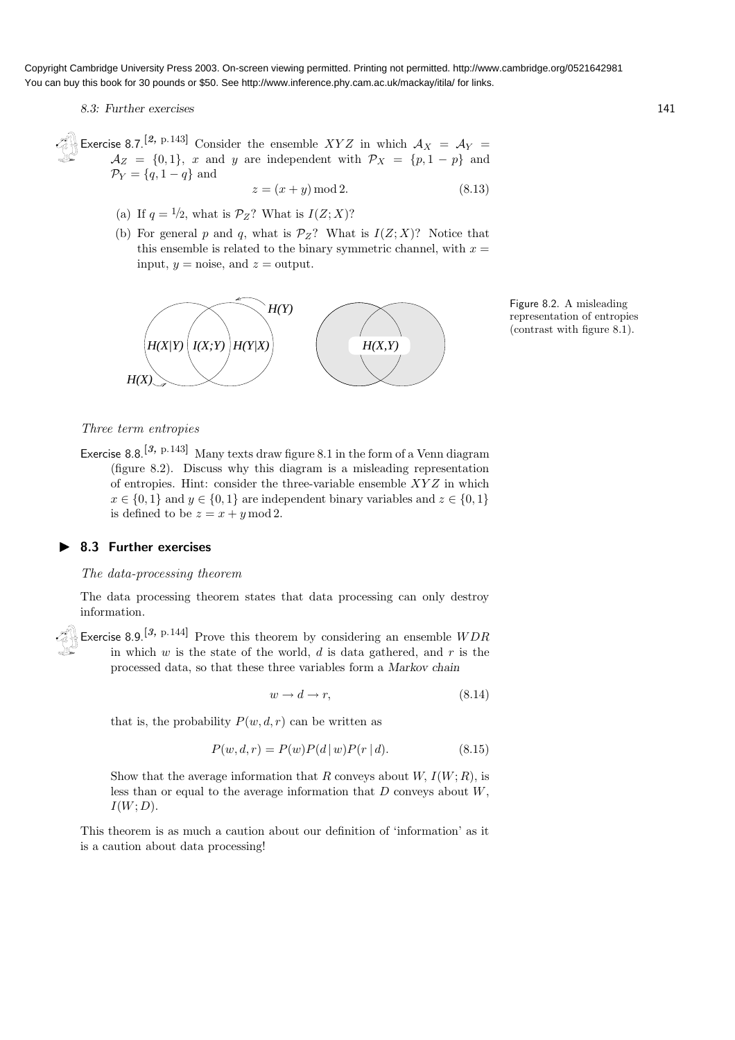Copyright Cambridge University Press 2003. On-screen viewing permitted. Printing not permitted. http://www.cambridge.org/0521642981
You can buy this book for 30 pounds or $50. See http://www.inference.phy.cam.ac.uk/mackay/itila/ for links.

Exercise 8.7.[2, p.143] Consider the ensemble $XYZ$ in which $\mathcal{A}_X = \mathcal{A}_Y = \mathcal{A}_Z = \{0, 1\}$, $x$ and $y$ are independent with $\mathcal{P}_X = \{p, 1-p\}$ and $\mathcal{P}_Y = \{q, 1-q\}$ and

$$z = (x + y) \bmod 2. \tag{8.13}$$

(a) If $q = 1/2$, what is $\mathcal{P}_Z$? What is $I(Z;X)$?

(b) For general $p$ and $q$, what is $\mathcal{P}_Z$? What is $I(Z;X)$? Notice that this ensemble is related to the binary symmetric channel, with $x =$ input, $y =$ noise, and $z =$ output.

Figure 8.2. A misleading representation of entropies (contrast with figure 8.1).

*Three term entropies*

Exercise 8.8.[3, p.143] Many texts draw figure 8.1 in the form of a Venn diagram (figure 8.2). Discuss why this diagram is a misleading representation of entropies. Hint: consider the three-variable ensemble $XYZ$ in which $x \in \{0, 1\}$ and $y \in \{0, 1\}$ are independent binary variables and $z \in \{0, 1\}$ is defined to be $z = x + y \bmod 2$.

## ▶ 8.3 Further exercises

*The data-processing theorem*

The data processing theorem states that data processing can only destroy information.

Exercise 8.9.[3, p.144] Prove this theorem by considering an ensemble $WDR$ in which $w$ is the state of the world, $d$ is data gathered, and $r$ is the processed data, so that these three variables form a *Markov chain*

$$w \rightarrow d \rightarrow r, \tag{8.14}$$

that is, the probability $P(w, d, r)$ can be written as

$$P(w, d, r) = P(w)P(d \mid w)P(r \mid d). \tag{8.15}$$

Show that the average information that $R$ conveys about $W$, $I(W;R)$, is less than or equal to the average information that $D$ conveys about $W$, $I(W;D)$.

This theorem is as much a caution about our definition of 'information' as it is a caution about data processing!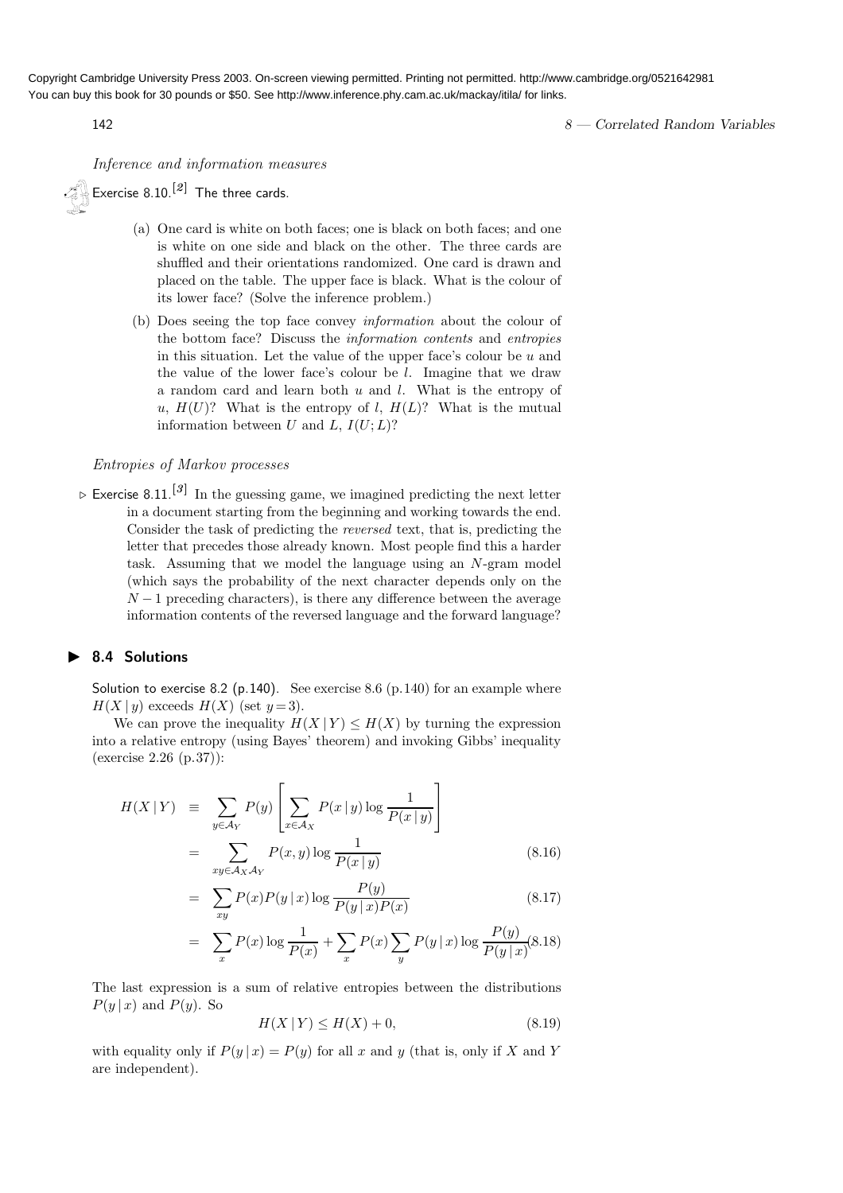*Inference and information measures*

Exercise 8.10.[2] The three cards.

(a) One card is white on both faces; one is black on both faces; and one is white on one side and black on the other. The three cards are shuffled and their orientations randomized. One card is drawn and placed on the table. The upper face is black. What is the colour of its lower face? (Solve the inference problem.)

(b) Does seeing the top face convey *information* about the colour of the bottom face? Discuss the *information contents* and *entropies* in this situation. Let the value of the upper face's colour be $u$ and the value of the lower face's colour be $l$. Imagine that we draw a random card and learn both $u$ and $l$. What is the entropy of $u$, $H(U)$? What is the entropy of $l$, $H(L)$? What is the mutual information between $U$ and $L$, $I(U;L)$?

*Entropies of Markov processes*

▷ Exercise 8.11.[3] In the guessing game, we imagined predicting the next letter in a document starting from the beginning and working towards the end. Consider the task of predicting the *reversed* text, that is, predicting the letter that precedes those already known. Most people find this a harder task. Assuming that we model the language using an $N$-gram model (which says the probability of the next character depends only on the $N-1$ preceding characters), is there any difference between the average information contents of the reversed language and the forward language?

## 8.4 Solutions

Solution to exercise 8.2 (p.140). See exercise 8.6 (p.140) for an example where $H(X \mid y)$ exceeds $H(X)$ (set $y=3$).

We can prove the inequality $H(X \mid Y) \leq H(X)$ by turning the expression into a relative entropy (using Bayes' theorem) and invoking Gibbs' inequality (exercise 2.26 (p.37)):

$$H(X \mid Y) \equiv \sum_{y \in \mathcal{A}_Y} P(y) \left[ \sum_{x \in \mathcal{A}_X} P(x \mid y) \log \frac{1}{P(x \mid y)} \right]$$

$$= \sum_{xy \in \mathcal{A}_X \mathcal{A}_Y} P(x,y) \log \frac{1}{P(x \mid y)} \tag{8.16}$$

$$= \sum_{xy} P(x) P(y \mid x) \log \frac{P(y)}{P(y \mid x) P(x)} \tag{8.17}$$

$$= \sum_{x} P(x) \log \frac{1}{P(x)} + \sum_{x} P(x) \sum_{y} P(y \mid x) \log \frac{P(y)}{P(y \mid x)} \tag{8.18}$$

The last expression is a sum of relative entropies between the distributions $P(y \mid x)$ and $P(y)$. So

$$H(X \mid Y) \leq H(X) + 0, \tag{8.19}$$

with equality only if $P(y \mid x) = P(y)$ for all $x$ and $y$ (that is, only if $X$ and $Y$ are independent).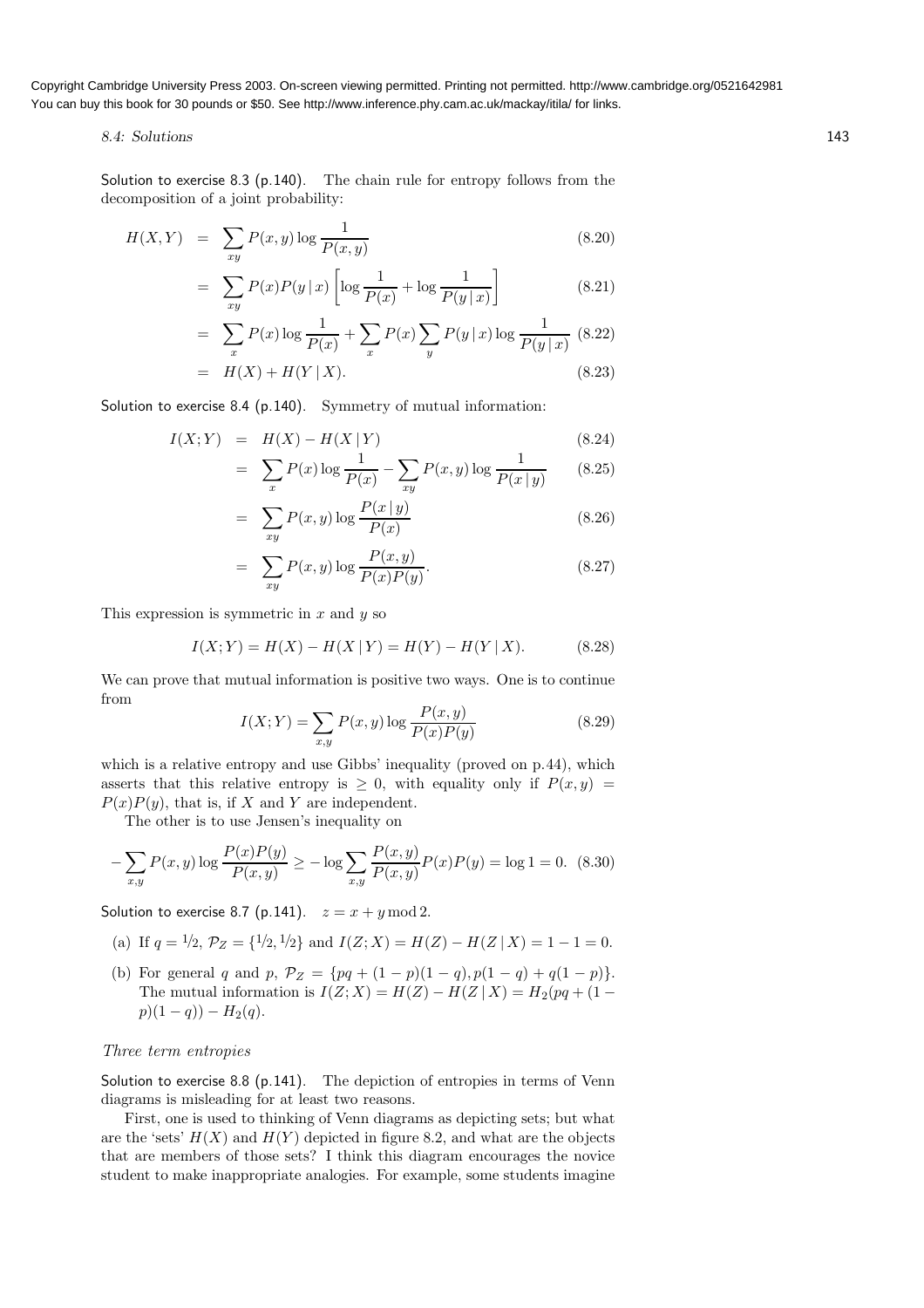Solution to exercise 8.3 (p.140). The chain rule for entropy follows from the decomposition of a joint probability:

$$H(X,Y) = \sum_{xy} P(x,y) \log \frac{1}{P(x,y)} \tag{8.20}$$

$$= \sum_{xy} P(x)P(y\,|\,x) \left[ \log \frac{1}{P(x)} + \log \frac{1}{P(y\,|\,x)} \right] \tag{8.21}$$

$$= \sum_{x} P(x) \log \frac{1}{P(x)} + \sum_{x} P(x) \sum_{y} P(y\,|\,x) \log \frac{1}{P(y\,|\,x)} \tag{8.22}$$

$$= H(X) + H(Y\,|\,X). \tag{8.23}$$

Solution to exercise 8.4 (p.140). Symmetry of mutual information:

$$I(X;Y) = H(X) - H(X\,|\,Y) \tag{8.24}$$

$$= \sum_{x} P(x) \log \frac{1}{P(x)} - \sum_{xy} P(x,y) \log \frac{1}{P(x\,|\,y)} \tag{8.25}$$

$$= \sum_{xy} P(x,y) \log \frac{P(x\,|\,y)}{P(x)} \tag{8.26}$$

$$= \sum_{xy} P(x,y) \log \frac{P(x,y)}{P(x)P(y)}. \tag{8.27}$$

This expression is symmetric in $x$ and $y$ so

$$I(X;Y) = H(X) - H(X\,|\,Y) = H(Y) - H(Y\,|\,X). \tag{8.28}$$

We can prove that mutual information is positive two ways. One is to continue from

$$I(X;Y) = \sum_{x,y} P(x,y) \log \frac{P(x,y)}{P(x)P(y)} \tag{8.29}$$

which is a relative entropy and use Gibbs' inequality (proved on p.44), which asserts that this relative entropy is $\geq 0$, with equality only if $P(x,y) = P(x)P(y)$, that is, if $X$ and $Y$ are independent.

The other is to use Jensen's inequality on

$$-\sum_{x,y} P(x,y) \log \frac{P(x)P(y)}{P(x,y)} \geq -\log \sum_{x,y} \frac{P(x,y)}{P(x,y)} P(x)P(y) = \log 1 = 0. \tag{8.30}$$

Solution to exercise 8.7 (p.141). $z = x + y \bmod 2$.

(a) If $q = 1/2$, $\mathcal{P}_Z = \{1/2, 1/2\}$ and $I(Z;X) = H(Z) - H(Z\,|\,X) = 1 - 1 = 0$.

(b) For general $q$ and $p$, $\mathcal{P}_Z = \{pq + (1-p)(1-q), p(1-q) + q(1-p)\}$. The mutual information is $I(Z;X) = H(Z) - H(Z\,|\,X) = H_2(pq + (1-p)(1-q)) - H_2(q)$.

### *Three term entropies*

Solution to exercise 8.8 (p.141). The depiction of entropies in terms of Venn diagrams is misleading for at least two reasons.

First, one is used to thinking of Venn diagrams as depicting sets; but what are the 'sets' $H(X)$ and $H(Y)$ depicted in figure 8.2, and what are the objects that are members of those sets? I think this diagram encourages the novice student to make inappropriate analogies. For example, some students imagine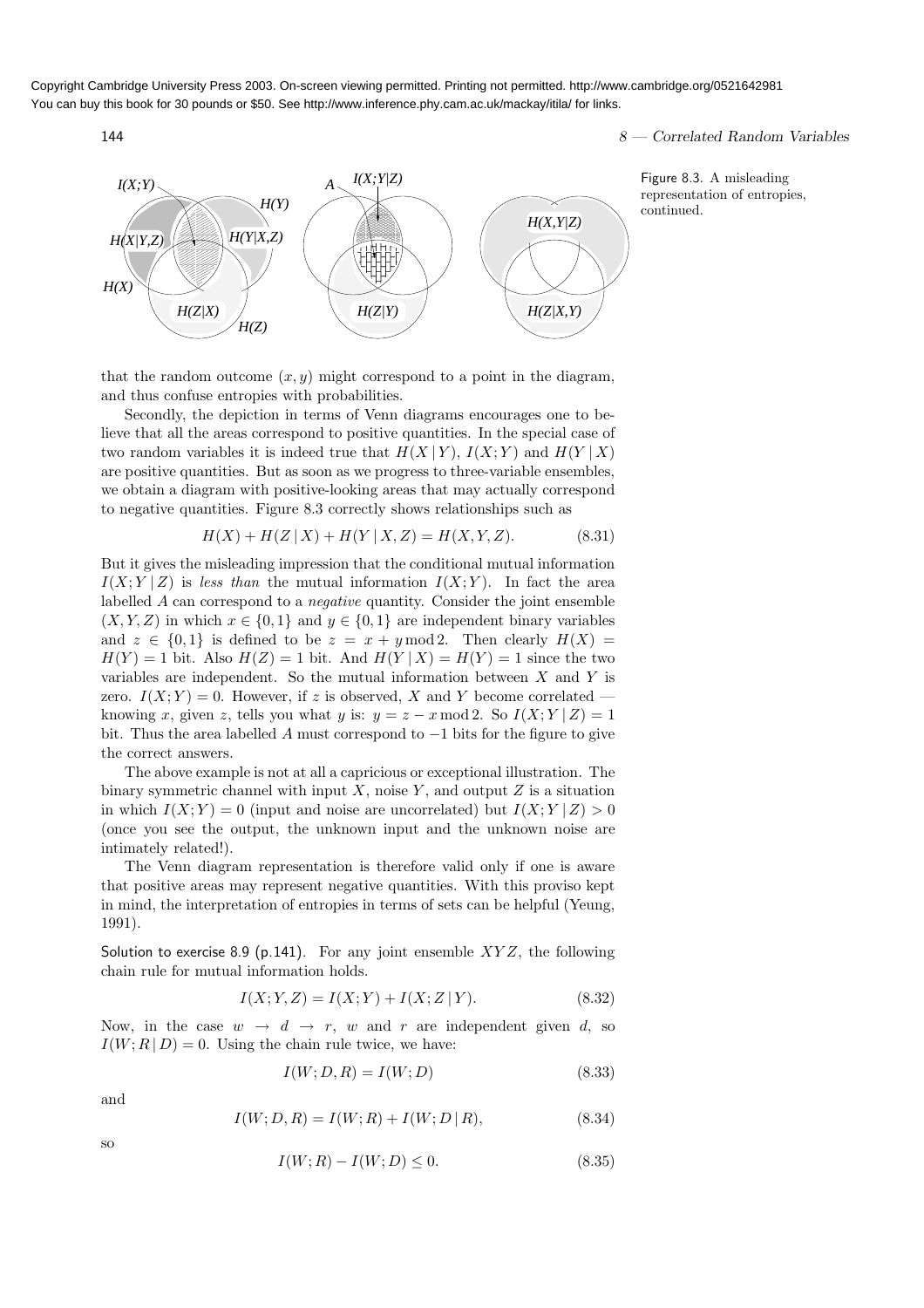Figure 8.3. A misleading representation of entropies, continued.

that the random outcome $(x, y)$ might correspond to a point in the diagram, and thus confuse entropies with probabilities.

Secondly, the depiction in terms of Venn diagrams encourages one to believe that all the areas correspond to positive quantities. In the special case of two random variables it is indeed true that $H(X \mid Y)$, $I(X;Y)$ and $H(Y \mid X)$ are positive quantities. But as soon as we progress to three-variable ensembles, we obtain a diagram with positive-looking areas that may actually correspond to negative quantities. Figure 8.3 correctly shows relationships such as

$$H(X) + H(Z \mid X) + H(Y \mid X, Z) = H(X, Y, Z). \tag{8.31}$$

But it gives the misleading impression that the conditional mutual information $I(X;Y \mid Z)$ is *less than* the mutual information $I(X;Y)$. In fact the area labelled $A$ can correspond to a *negative* quantity. Consider the joint ensemble $(X, Y, Z)$ in which $x \in \{0, 1\}$ and $y \in \{0, 1\}$ are independent binary variables and $z \in \{0, 1\}$ is defined to be $z = x + y \bmod 2$. Then clearly $H(X) = H(Y) = 1$ bit. Also $H(Z) = 1$ bit. And $H(Y \mid X) = H(Y) = 1$ since the two variables are independent. So the mutual information between $X$ and $Y$ is zero. $I(X;Y) = 0$. However, if $z$ is observed, $X$ and $Y$ become correlated — knowing $x$, given $z$, tells you what $y$ is: $y = z - x \bmod 2$. So $I(X;Y \mid Z) = 1$ bit. Thus the area labelled $A$ must correspond to $-1$ bits for the figure to give the correct answers.

The above example is not at all a capricious or exceptional illustration. The binary symmetric channel with input $X$, noise $Y$, and output $Z$ is a situation in which $I(X;Y) = 0$ (input and noise are uncorrelated) but $I(X;Y \mid Z) > 0$ (once you see the output, the unknown input and the unknown noise are intimately related!).

The Venn diagram representation is therefore valid only if one is aware that positive areas may represent negative quantities. With this proviso kept in mind, the interpretation of entropies in terms of sets can be helpful (Yeung, 1991).

Solution to exercise 8.9 (p.141). For any joint ensemble $XYZ$, the following chain rule for mutual information holds.

$$I(X;Y,Z) = I(X;Y) + I(X;Z \mid Y). \tag{8.32}$$

Now, in the case $w \rightarrow d \rightarrow r$, $w$ and $r$ are independent given $d$, so $I(W;R \mid D) = 0$. Using the chain rule twice, we have:

$$I(W;D,R) = I(W;D) \tag{8.33}$$

and

$$I(W;D,R) = I(W;R) + I(W;D \mid R), \tag{8.34}$$

so

$$I(W;R) - I(W;D) \leq 0. \tag{8.35}$$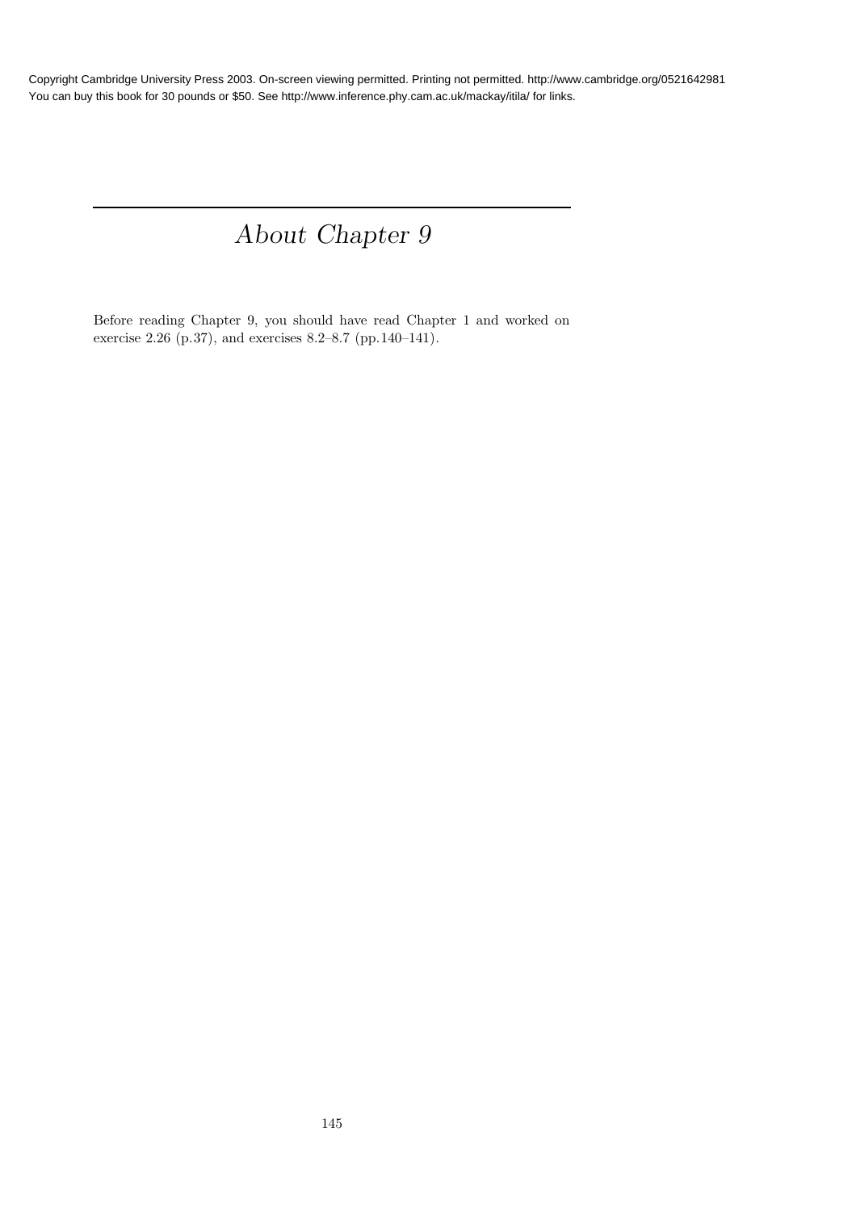# *About Chapter 9*

Before reading Chapter 9, you should have read Chapter 1 and worked on exercise 2.26 (p.37), and exercises 8.2–8.7 (pp.140–141).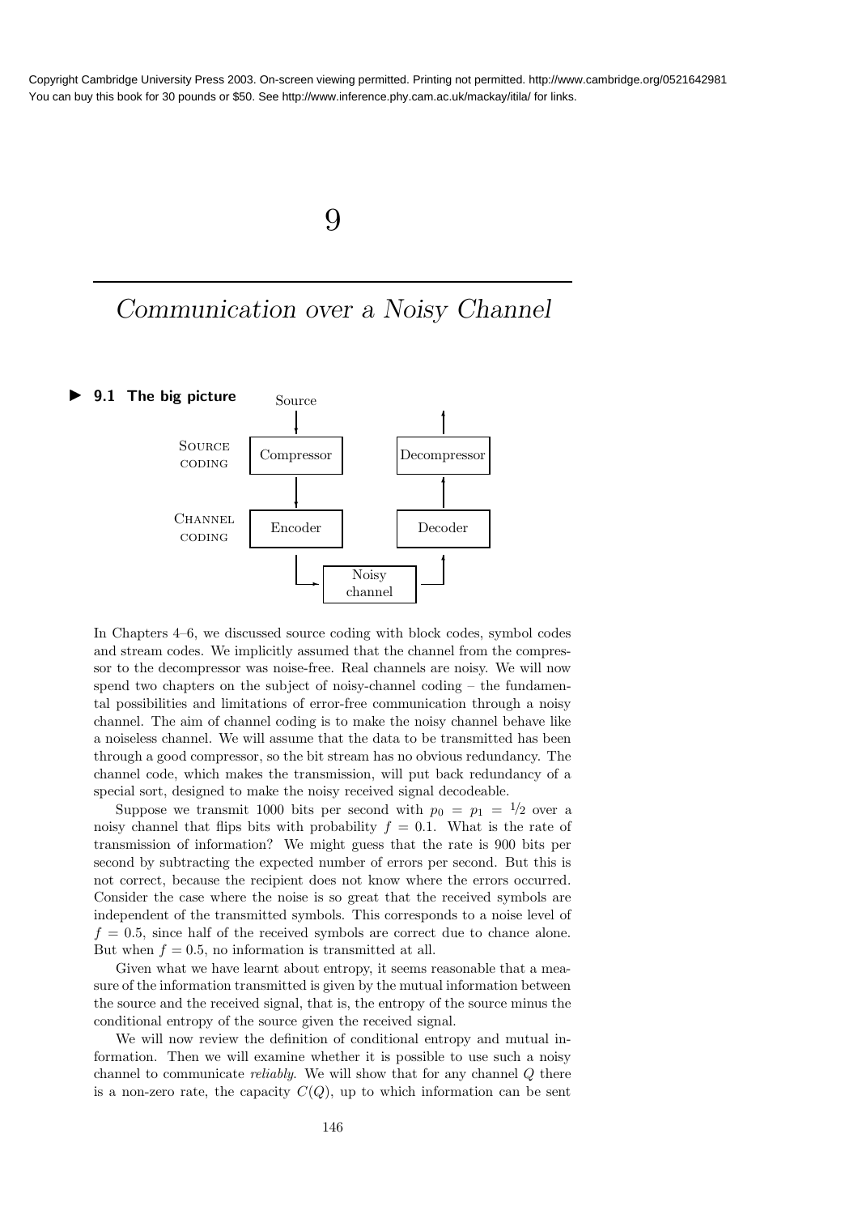# 9

# *Communication over a Noisy Channel*

## 9.1 The big picture

Source

| | | |
|---|---|---|
| SOURCE CODING | Compressor | Decompressor |
| CHANNEL CODING | Encoder | Decoder |
| | Noisy channel | |

In Chapters 4–6, we discussed source coding with block codes, symbol codes and stream codes. We implicitly assumed that the channel from the compressor to the decompressor was noise-free. Real channels are noisy. We will now spend two chapters on the subject of noisy-channel coding – the fundamental possibilities and limitations of error-free communication through a noisy channel. The aim of channel coding is to make the noisy channel behave like a noiseless channel. We will assume that the data to be transmitted has been through a good compressor, so the bit stream has no obvious redundancy. The channel code, which makes the transmission, will put back redundancy of a special sort, designed to make the noisy received signal decodeable.

Suppose we transmit 1000 bits per second with $p_0 = p_1 = 1/2$ over a noisy channel that flips bits with probability $f = 0.1$. What is the rate of transmission of information? We might guess that the rate is 900 bits per second by subtracting the expected number of errors per second. But this is not correct, because the recipient does not know where the errors occurred. Consider the case where the noise is so great that the received symbols are independent of the transmitted symbols. This corresponds to a noise level of $f = 0.5$, since half of the received symbols are correct due to chance alone. But when $f = 0.5$, no information is transmitted at all.

Given what we have learnt about entropy, it seems reasonable that a measure of the information transmitted is given by the mutual information between the source and the received signal, that is, the entropy of the source minus the conditional entropy of the source given the received signal.

We will now review the definition of conditional entropy and mutual information. Then we will examine whether it is possible to use such a noisy channel to communicate *reliably*. We will show that for any channel $Q$ there is a non-zero rate, the capacity $C(Q)$, up to which information can be sent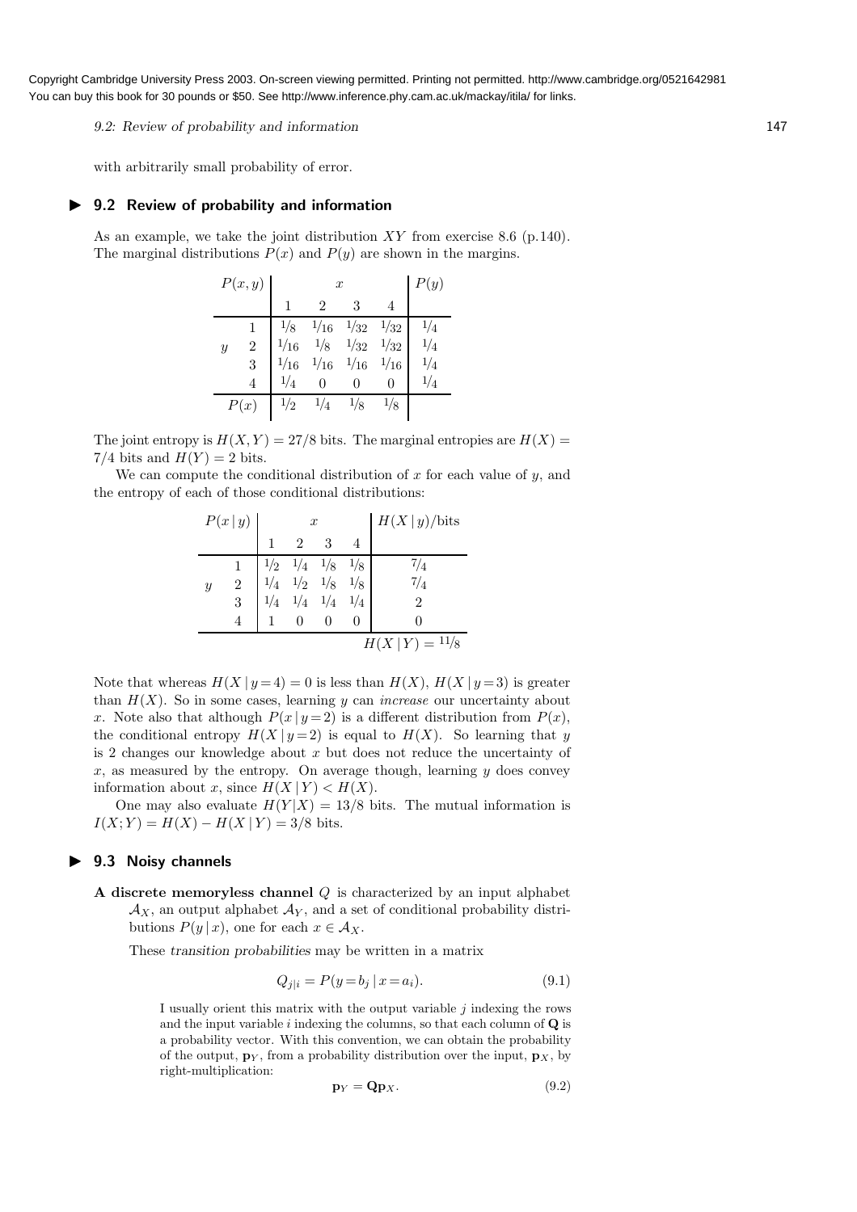with arbitrarily small probability of error.

## 9.2 Review of probability and information

As an example, we take the joint distribution $XY$ from exercise 8.6 (p.140). The marginal distributions $P(x)$ and $P(y)$ are shown in the margins.

| $P(x,y)$ | | $x$ | | | | $P(y)$ |
|---|---|---|---|---|---|---|
| | | 1 | 2 | 3 | 4 | |
| $y$ | 1 | $1/8$ | $1/16$ | $1/32$ | $1/32$ | $1/4$ |
| | 2 | $1/16$ | $1/8$ | $1/32$ | $1/32$ | $1/4$ |
| | 3 | $1/16$ | $1/16$ | $1/16$ | $1/16$ | $1/4$ |
| | 4 | $1/4$ | 0 | 0 | 0 | $1/4$ |
| $P(x)$ | | $1/2$ | $1/4$ | $1/8$ | $1/8$ | |

The joint entropy is $H(X,Y) = 27/8$ bits. The marginal entropies are $H(X) = 7/4$ bits and $H(Y) = 2$ bits.

We can compute the conditional distribution of $x$ for each value of $y$, and the entropy of each of those conditional distributions:

| $P(x \mid y)$ | | $x$ | | | | $H(X \mid y)$/bits |
|---|---|---|---|---|---|---|
| | | 1 | 2 | 3 | 4 | |
| $y$ | 1 | $1/2$ | $1/4$ | $1/8$ | $1/8$ | $7/4$ |
| | 2 | $1/4$ | $1/2$ | $1/8$ | $1/8$ | $7/4$ |
| | 3 | $1/4$ | $1/4$ | $1/4$ | $1/4$ | 2 |
| | 4 | 1 | 0 | 0 | 0 | 0 |
| | | | | | | $H(X \mid Y) = 11/8$ |

Note that whereas $H(X \mid y = 4) = 0$ is less than $H(X)$, $H(X \mid y = 3)$ is greater than $H(X)$. So in some cases, learning $y$ can *increase* our uncertainty about $x$. Note also that although $P(x \mid y = 2)$ is a different distribution from $P(x)$, the conditional entropy $H(X \mid y = 2)$ is equal to $H(X)$. So learning that $y$ is 2 changes our knowledge about $x$ but does not reduce the uncertainty of $x$, as measured by the entropy. On average though, learning $y$ does convey information about $x$, since $H(X \mid Y) < H(X)$.

One may also evaluate $H(Y|X) = 13/8$ bits. The mutual information is $I(X;Y) = H(X) - H(X \mid Y) = 3/8$ bits.

## 9.3 Noisy channels

**A discrete memoryless channel** $Q$ is characterized by an input alphabet $\mathcal{A}_X$, an output alphabet $\mathcal{A}_Y$, and a set of conditional probability distributions $P(y \mid x)$, one for each $x \in \mathcal{A}_X$.

These *transition probabilities* may be written in a matrix

$$Q_{j|i} = P(y = b_j \mid x = a_i). \tag{9.1}$$

I usually orient this matrix with the output variable $j$ indexing the rows and the input variable $i$ indexing the columns, so that each column of $\mathbf{Q}$ is a probability vector. With this convention, we can obtain the probability of the output, $\mathbf{p}_Y$, from a probability distribution over the input, $\mathbf{p}_X$, by right-multiplication:

$$\mathbf{p}_Y = \mathbf{Q}\mathbf{p}_X. \tag{9.2}$$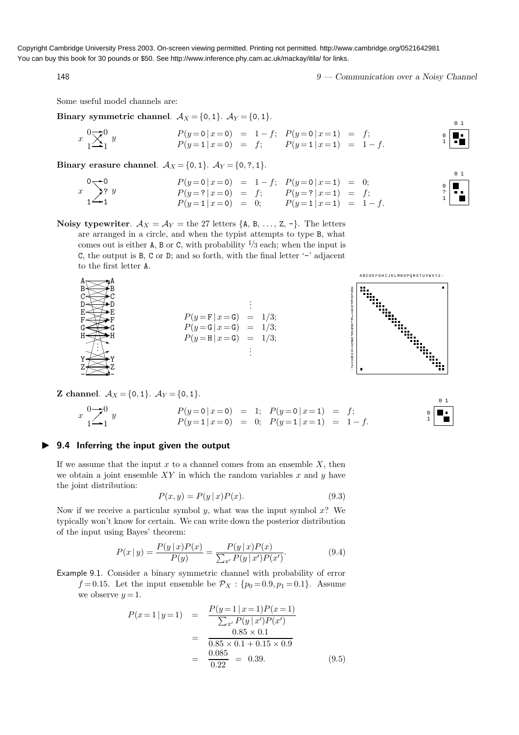Copyright Cambridge University Press 2003. On-screen viewing permitted. Printing not permitted. http://www.cambridge.org/0521642981
You can buy this book for 30 pounds or $50. See http://www.inference.phy.cam.ac.uk/mackay/itila/ for links.

Some useful model channels are:

**Binary symmetric channel**. $\mathcal{A}_X = \{0, 1\}$. $\mathcal{A}_Y = \{0, 1\}$.

$$
\begin{aligned}
P(y=0 \mid x=0) &= 1-f; & P(y=0 \mid x=1) &= f; \\
P(y=1 \mid x=0) &= f; & P(y=1 \mid x=1) &= 1-f.
\end{aligned}
$$

**Binary erasure channel**. $\mathcal{A}_X = \{0, 1\}$. $\mathcal{A}_Y = \{0, ?, 1\}$.

$$
\begin{aligned}
P(y=0 \mid x=0) &= 1-f; & P(y=0 \mid x=1) &= 0; \\
P(y=? \mid x=0) &= f; & P(y=? \mid x=1) &= f; \\
P(y=1 \mid x=0) &= 0; & P(y=1 \mid x=1) &= 1-f.
\end{aligned}
$$

**Noisy typewriter**. $\mathcal{A}_X = \mathcal{A}_Y =$ the 27 letters {A, B, ..., Z, -}. The letters are arranged in a circle, and when the typist attempts to type B, what comes out is either A, B or C, with probability 1/3 each; when the input is C, the output is B, C or D; and so forth, with the final letter '-' adjacent to the first letter A.

$$
\begin{aligned}
&\vdots \\
P(y=\text{F} \mid x=\text{G}) &= 1/3; \\
P(y=\text{G} \mid x=\text{G}) &= 1/3; \\
P(y=\text{H} \mid x=\text{G}) &= 1/3; \\
&\vdots
\end{aligned}
$$

**Z channel**. $\mathcal{A}_X = \{0, 1\}$. $\mathcal{A}_Y = \{0, 1\}$.

$$
\begin{aligned}
P(y=0 \mid x=0) &= 1; & P(y=0 \mid x=1) &= f; \\
P(y=1 \mid x=0) &= 0; & P(y=1 \mid x=1) &= 1-f.
\end{aligned}
$$

## 9.4 Inferring the input given the output

If we assume that the input $x$ to a channel comes from an ensemble $X$, then we obtain a joint ensemble $XY$ in which the random variables $x$ and $y$ have the joint distribution:

$$P(x, y) = P(y \mid x)P(x). \tag{9.3}$$

Now if we receive a particular symbol $y$, what was the input symbol $x$? We typically won't know for certain. We can write down the posterior distribution of the input using Bayes' theorem:

$$P(x \mid y) = \frac{P(y \mid x)P(x)}{P(y)} = \frac{P(y \mid x)P(x)}{\sum_{x'} P(y \mid x')P(x')}. \tag{9.4}$$

Example 9.1. Consider a binary symmetric channel with probability of error $f = 0.15$. Let the input ensemble be $\mathcal{P}_X : \{p_0 = 0.9, p_1 = 0.1\}$. Assume we observe $y = 1$.

$$
\begin{aligned}
P(x=1 \mid y=1) &= \frac{P(y=1 \mid x=1)P(x=1)}{\sum_{x'} P(y \mid x')P(x')} \\
&= \frac{0.85 \times 0.1}{0.85 \times 0.1 + 0.15 \times 0.9} \\
&= \frac{0.085}{0.22} \;=\; 0.39.
\end{aligned} \tag{9.5}
$$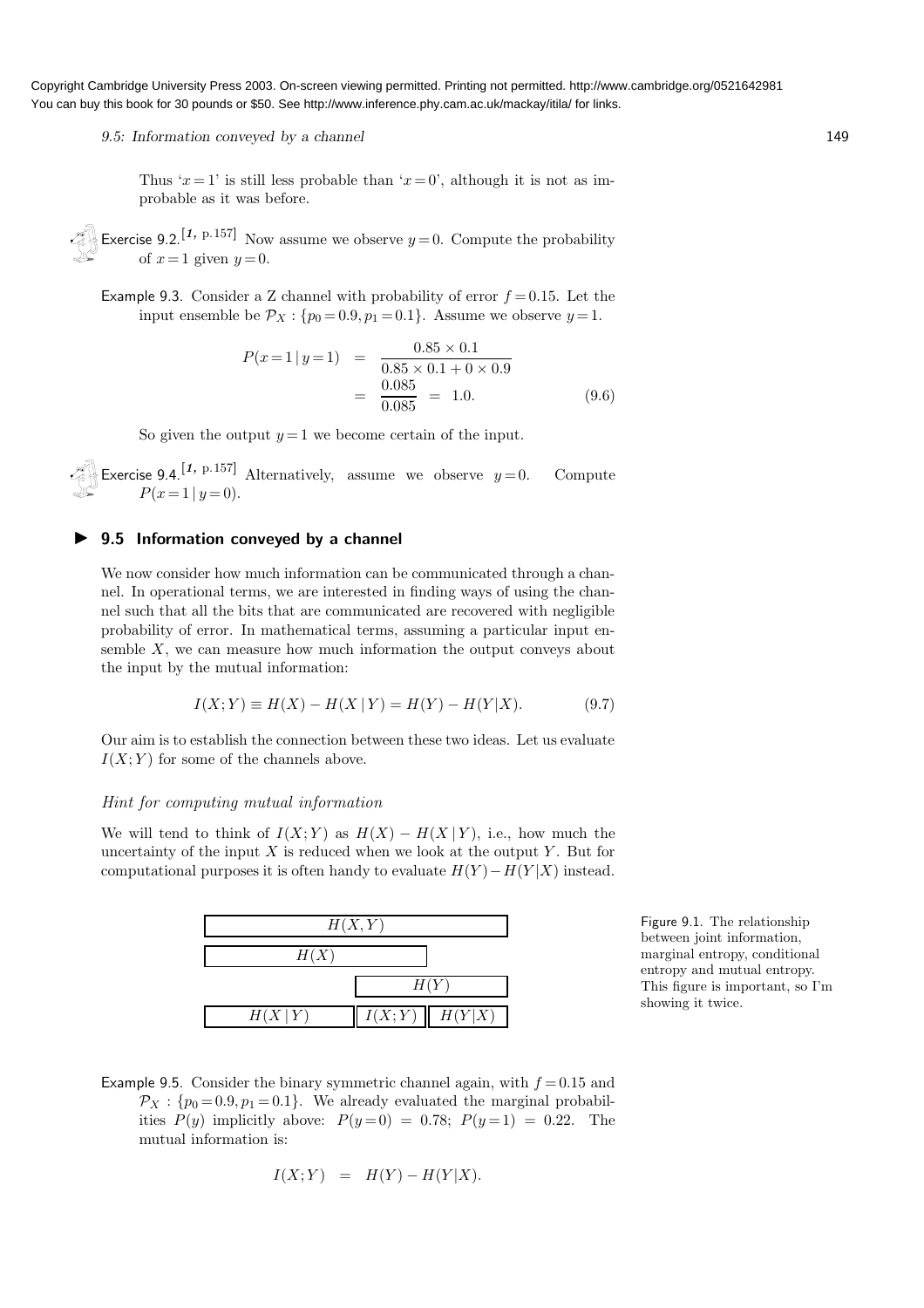Thus '$x=1$' is still less probable than '$x=0$', although it is not as improbable as it was before.

Exercise 9.2.[1, p.157] Now assume we observe $y=0$. Compute the probability of $x=1$ given $y=0$.

Example 9.3. Consider a Z channel with probability of error $f=0.15$. Let the input ensemble be $\mathcal{P}_X : \{p_0=0.9, p_1=0.1\}$. Assume we observe $y=1$.

$$
\begin{aligned}
P(x=1 \mid y=1) &= \frac{0.85 \times 0.1}{0.85 \times 0.1 + 0 \times 0.9} \\
&= \frac{0.085}{0.085} = 1.0.
\end{aligned}
\tag{9.6}
$$

So given the output $y=1$ we become certain of the input.

Exercise 9.4.[1, p.157] Alternatively, assume we observe $y=0$. Compute $P(x=1 \mid y=0)$.

## 9.5 Information conveyed by a channel

We now consider how much information can be communicated through a channel. In operational terms, we are interested in finding ways of using the channel such that all the bits that are communicated are recovered with negligible probability of error. In mathematical terms, assuming a particular input ensemble $X$, we can measure how much information the output conveys about the input by the mutual information:

$$
I(X;Y) \equiv H(X) - H(X \mid Y) = H(Y) - H(Y|X). \tag{9.7}
$$

Our aim is to establish the connection between these two ideas. Let us evaluate $I(X;Y)$ for some of the channels above.

*Hint for computing mutual information*

We will tend to think of $I(X;Y)$ as $H(X) - H(X \mid Y)$, i.e., how much the uncertainty of the input $X$ is reduced when we look at the output $Y$. But for computational purposes it is often handy to evaluate $H(Y) - H(Y|X)$ instead.

| $H(X,Y)$ | | |
|---|---|---|
| $H(X)$ | | |
| | $H(Y)$ | |
| $H(X \mid Y)$ | $I(X;Y)$ | $H(Y|X)$ |

Figure 9.1. The relationship between joint information, marginal entropy, conditional entropy and mutual entropy. This figure is important, so I'm showing it twice.

Example 9.5. Consider the binary symmetric channel again, with $f=0.15$ and $\mathcal{P}_X : \{p_0=0.9, p_1=0.1\}$. We already evaluated the marginal probabilities $P(y)$ implicitly above: $P(y=0) = 0.78$; $P(y=1) = 0.22$. The mutual information is:

$$
I(X;Y) = H(Y) - H(Y|X).
$$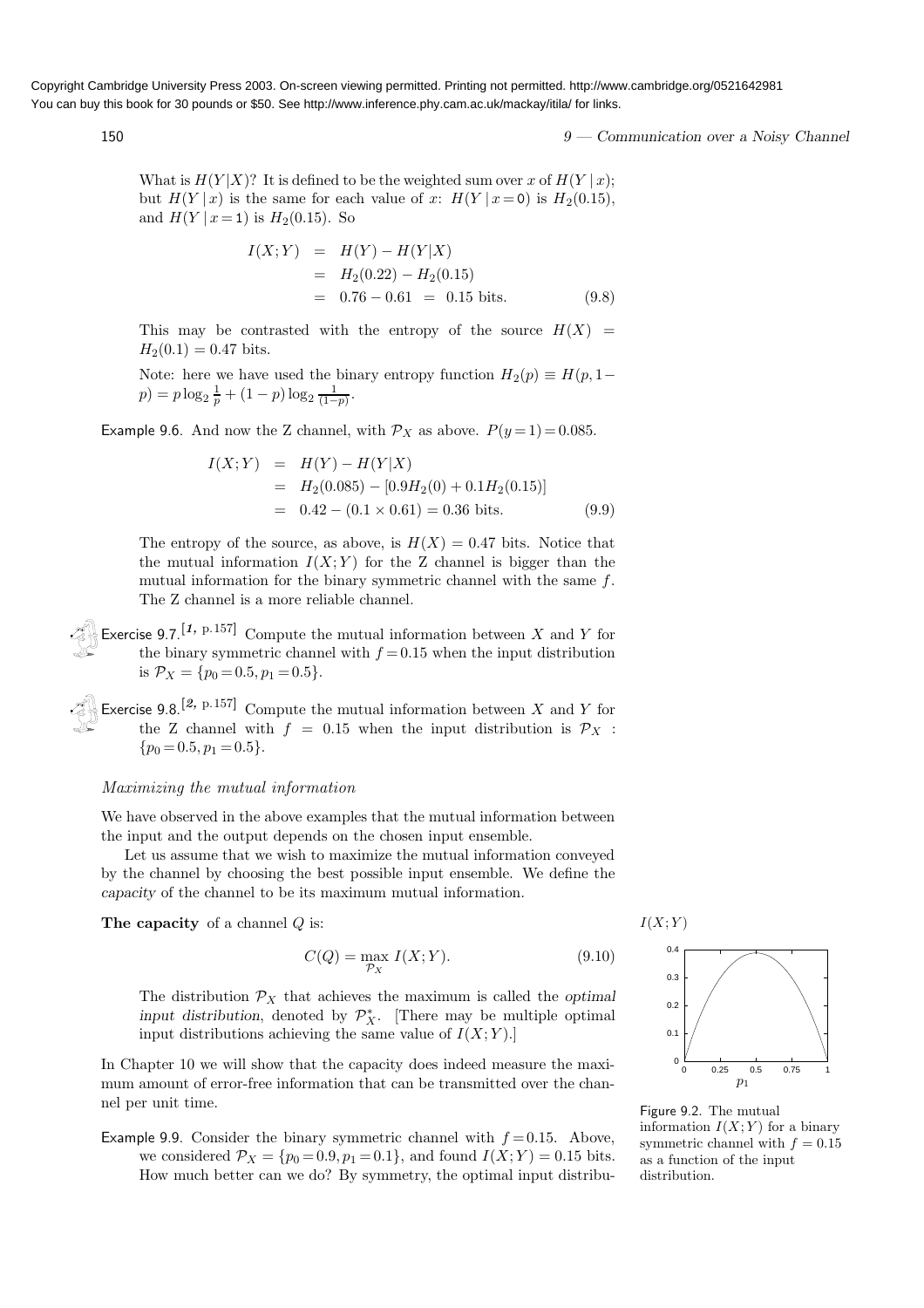What is $H(Y|X)$? It is defined to be the weighted sum over $x$ of $H(Y \mid x)$; but $H(Y \mid x)$ is the same for each value of $x$: $H(Y \mid x = 0)$ is $H_2(0.15)$, and $H(Y \mid x = 1)$ is $H_2(0.15)$. So

$$
\begin{aligned}
I(X;Y) &= H(Y) - H(Y|X) \\
&= H_2(0.22) - H_2(0.15) \\
&= 0.76 - 0.61 \;=\; 0.15 \text{ bits.}
\end{aligned}
\tag{9.8}
$$

This may be contrasted with the entropy of the source $H(X) = H_2(0.1) = 0.47$ bits.

Note: here we have used the binary entropy function $H_2(p) \equiv H(p, 1-p) = p \log_2 \frac{1}{p} + (1-p) \log_2 \frac{1}{(1-p)}$.

Example 9.6. And now the Z channel, with $\mathcal{P}_X$ as above. $P(y=1) = 0.085$.

$$
\begin{aligned}
I(X;Y) &= H(Y) - H(Y|X) \\
&= H_2(0.085) - [0.9 H_2(0) + 0.1 H_2(0.15)] \\
&= 0.42 - (0.1 \times 0.61) = 0.36 \text{ bits.}
\end{aligned}
\tag{9.9}
$$

The entropy of the source, as above, is $H(X) = 0.47$ bits. Notice that the mutual information $I(X;Y)$ for the Z channel is bigger than the mutual information for the binary symmetric channel with the same $f$. The Z channel is a more reliable channel.

Exercise 9.7.[*1, p.157*] Compute the mutual information between $X$ and $Y$ for the binary symmetric channel with $f = 0.15$ when the input distribution is $\mathcal{P}_X = \{p_0 = 0.5, p_1 = 0.5\}$.

Exercise 9.8.[*2, p.157*] Compute the mutual information between $X$ and $Y$ for the Z channel with $f = 0.15$ when the input distribution is $\mathcal{P}_X : \{p_0 = 0.5, p_1 = 0.5\}$.

### *Maximizing the mutual information*

We have observed in the above examples that the mutual information between the input and the output depends on the chosen input ensemble.

Let us assume that we wish to maximize the mutual information conveyed by the channel by choosing the best possible input ensemble. We define the *capacity* of the channel to be its maximum mutual information.

**The capacity** of a channel $Q$ is:

$$
C(Q) = \max_{\mathcal{P}_X} I(X;Y). \tag{9.10}
$$

The distribution $\mathcal{P}_X$ that achieves the maximum is called the *optimal input distribution*, denoted by $\mathcal{P}_X^*$. [There may be multiple optimal input distributions achieving the same value of $I(X;Y)$.]

In Chapter 10 we will show that the capacity does indeed measure the maximum amount of error-free information that can be transmitted over the channel per unit time.

Figure 9.2. The mutual information $I(X;Y)$ for a binary symmetric channel with $f = 0.15$ as a function of the input distribution.

Example 9.9. Consider the binary symmetric channel with $f = 0.15$. Above, we considered $\mathcal{P}_X = \{p_0 = 0.9, p_1 = 0.1\}$, and found $I(X;Y) = 0.15$ bits. How much better can we do? By symmetry, the optimal input distribu-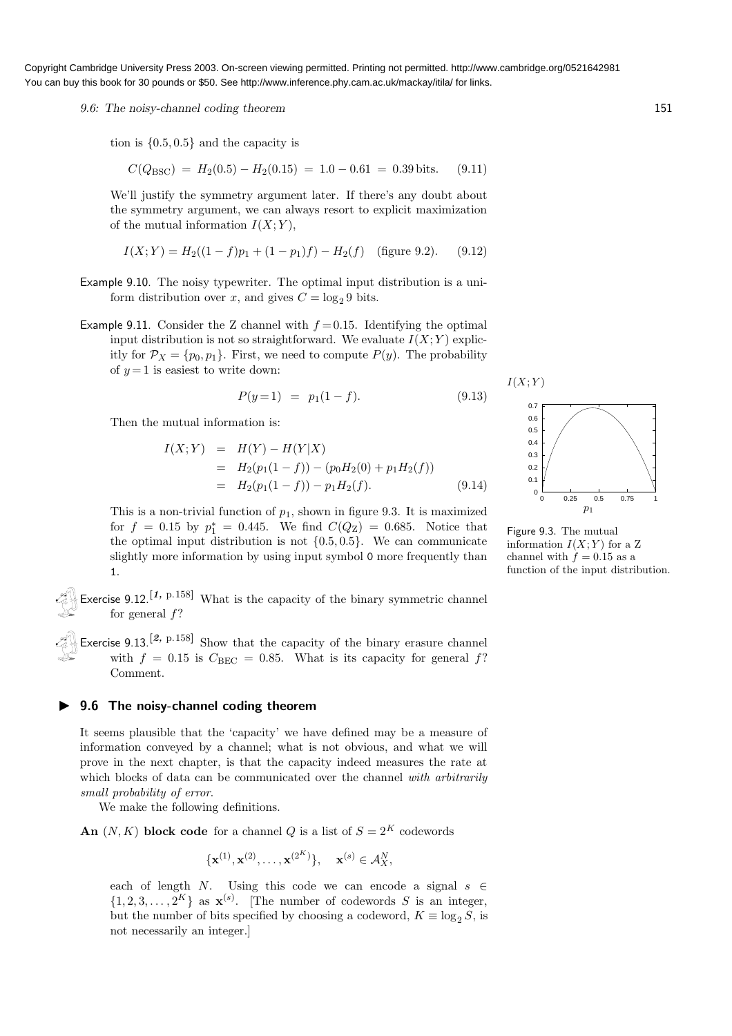tion is $\{0.5, 0.5\}$ and the capacity is

$$C(Q_{\rm BSC}) \;=\; H_2(0.5) - H_2(0.15) \;=\; 1.0 - 0.61 \;=\; 0.39\,\text{bits}. \qquad (9.11)$$

We'll justify the symmetry argument later. If there's any doubt about the symmetry argument, we can always resort to explicit maximization of the mutual information $I(X;Y)$,

$$I(X;Y) = H_2((1-f)p_1 + (1-p_1)f) - H_2(f) \quad \text{(figure 9.2)}. \qquad (9.12)$$

Example 9.10. The noisy typewriter. The optimal input distribution is a uniform distribution over $x$, and gives $C = \log_2 9$ bits.

Example 9.11. Consider the Z channel with $f = 0.15$. Identifying the optimal input distribution is not so straightforward. We evaluate $I(X;Y)$ explicitly for $\mathcal{P}_X = \{p_0, p_1\}$. First, we need to compute $P(y)$. The probability of $y = 1$ is easiest to write down:

$$P(y=1) \;=\; p_1(1-f). \qquad (9.13)$$

Then the mutual information is:

$$\begin{aligned} I(X;Y) &= H(Y) - H(Y|X) \\ &= H_2(p_1(1-f)) - (p_0 H_2(0) + p_1 H_2(f)) \\ &= H_2(p_1(1-f)) - p_1 H_2(f). \end{aligned} \qquad (9.14)$$

This is a non-trivial function of $p_1$, shown in figure 9.3. It is maximized for $f = 0.15$ by $p_1^* = 0.445$. We find $C(Q_{\rm Z}) = 0.685$. Notice that the optimal input distribution is not $\{0.5, 0.5\}$. We can communicate slightly more information by using input symbol 0 more frequently than 1.

Figure 9.3. The mutual information $I(X;Y)$ for a Z channel with $f = 0.15$ as a function of the input distribution.

Exercise 9.12.[1, p.158] What is the capacity of the binary symmetric channel for general $f$?

Exercise 9.13.[2, p.158] Show that the capacity of the binary erasure channel with $f = 0.15$ is $C_{\rm BEC} = 0.85$. What is its capacity for general $f$? Comment.

## 9.6 The noisy-channel coding theorem

It seems plausible that the 'capacity' we have defined may be a measure of information conveyed by a channel; what is not obvious, and what we will prove in the next chapter, is that the capacity indeed measures the rate at which blocks of data can be communicated over the channel *with arbitrarily small probability of error*.

We make the following definitions.

**An $(N, K)$ block code** for a channel $Q$ is a list of $S = 2^K$ codewords

$$\{\mathbf{x}^{(1)}, \mathbf{x}^{(2)}, \ldots, \mathbf{x}^{(2^K)}\}, \quad \mathbf{x}^{(s)} \in \mathcal{A}_X^N,$$

each of length $N$. Using this code we can encode a signal $s \in \{1, 2, 3, \ldots, 2^K\}$ as $\mathbf{x}^{(s)}$. [The number of codewords $S$ is an integer, but the number of bits specified by choosing a codeword, $K \equiv \log_2 S$, is not necessarily an integer.]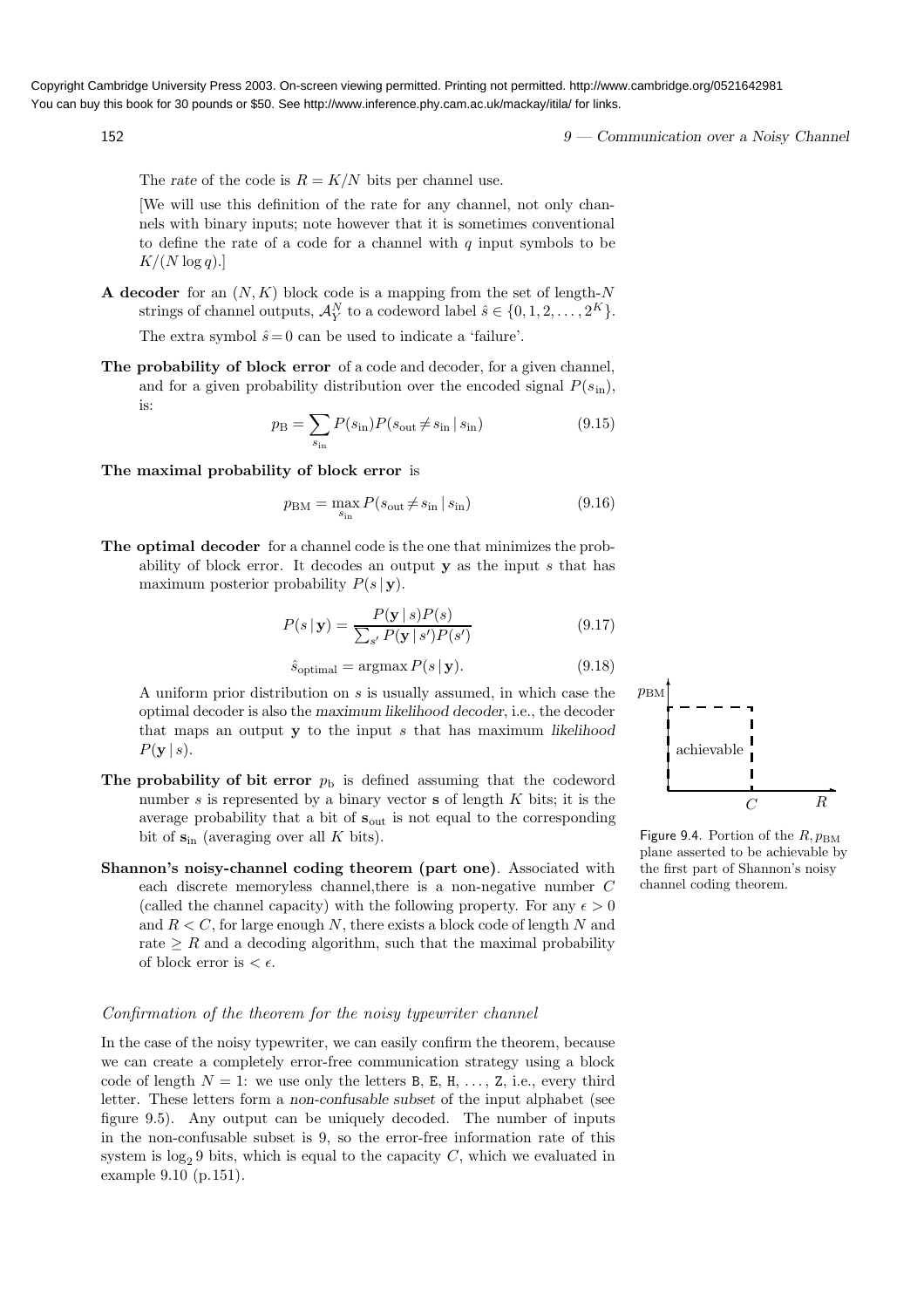The *rate* of the code is $R = K/N$ bits per channel use.

[We will use this definition of the rate for any channel, not only channels with binary inputs; note however that it is sometimes conventional to define the rate of a code for a channel with $q$ input symbols to be $K/(N \log q)$.]

**A decoder** for an $(N, K)$ block code is a mapping from the set of length-$N$ strings of channel outputs, $\mathcal{A}_Y^N$ to a codeword label $\hat{s} \in \{0, 1, 2, \ldots, 2^K\}$.

The extra symbol $\hat{s} = 0$ can be used to indicate a 'failure'.

**The probability of block error** of a code and decoder, for a given channel, and for a given probability distribution over the encoded signal $P(s_{\text{in}})$, is:

$$p_{\text{B}} = \sum_{s_{\text{in}}} P(s_{\text{in}}) P(s_{\text{out}} \neq s_{\text{in}} \,|\, s_{\text{in}}) \tag{9.15}$$

**The maximal probability of block error** is

$$p_{\text{BM}} = \max_{s_{\text{in}}} P(s_{\text{out}} \neq s_{\text{in}} \,|\, s_{\text{in}}) \tag{9.16}$$

**The optimal decoder** for a channel code is the one that minimizes the probability of block error. It decodes an output $\mathbf{y}$ as the input $s$ that has maximum posterior probability $P(s \,|\, \mathbf{y})$.

$$P(s \,|\, \mathbf{y}) = \frac{P(\mathbf{y} \,|\, s) P(s)}{\sum_{s'} P(\mathbf{y} \,|\, s') P(s')} \tag{9.17}$$

$$\hat{s}_{\text{optimal}} = \operatorname{argmax} P(s \,|\, \mathbf{y}). \tag{9.18}$$

A uniform prior distribution on $s$ is usually assumed, in which case the optimal decoder is also the *maximum likelihood decoder*, i.e., the decoder that maps an output $\mathbf{y}$ to the input $s$ that has maximum *likelihood* $P(\mathbf{y} \,|\, s)$.

**The probability of bit error** $p_{\text{b}}$ is defined assuming that the codeword number $s$ is represented by a binary vector $\mathbf{s}$ of length $K$ bits; it is the average probability that a bit of $\mathbf{s}_{\text{out}}$ is not equal to the corresponding bit of $\mathbf{s}_{\text{in}}$ (averaging over all $K$ bits).

**Shannon's noisy-channel coding theorem (part one)**. Associated with each discrete memoryless channel,there is a non-negative number $C$ (called the channel capacity) with the following property. For any $\epsilon > 0$ and $R < C$, for large enough $N$, there exists a block code of length $N$ and rate $\geq R$ and a decoding algorithm, such that the maximal probability of block error is $< \epsilon$.

Figure 9.4. Portion of the $R, p_{\text{BM}}$ plane asserted to be achievable by the first part of Shannon's noisy channel coding theorem.

### *Confirmation of the theorem for the noisy typewriter channel*

In the case of the noisy typewriter, we can easily confirm the theorem, because we can create a completely error-free communication strategy using a block code of length $N = 1$: we use only the letters B, E, H, ..., Z, i.e., every third letter. These letters form a *non-confusable subset* of the input alphabet (see figure 9.5). Any output can be uniquely decoded. The number of inputs in the non-confusable subset is 9, so the error-free information rate of this system is $\log_2 9$ bits, which is equal to the capacity $C$, which we evaluated in example 9.10 (p.151).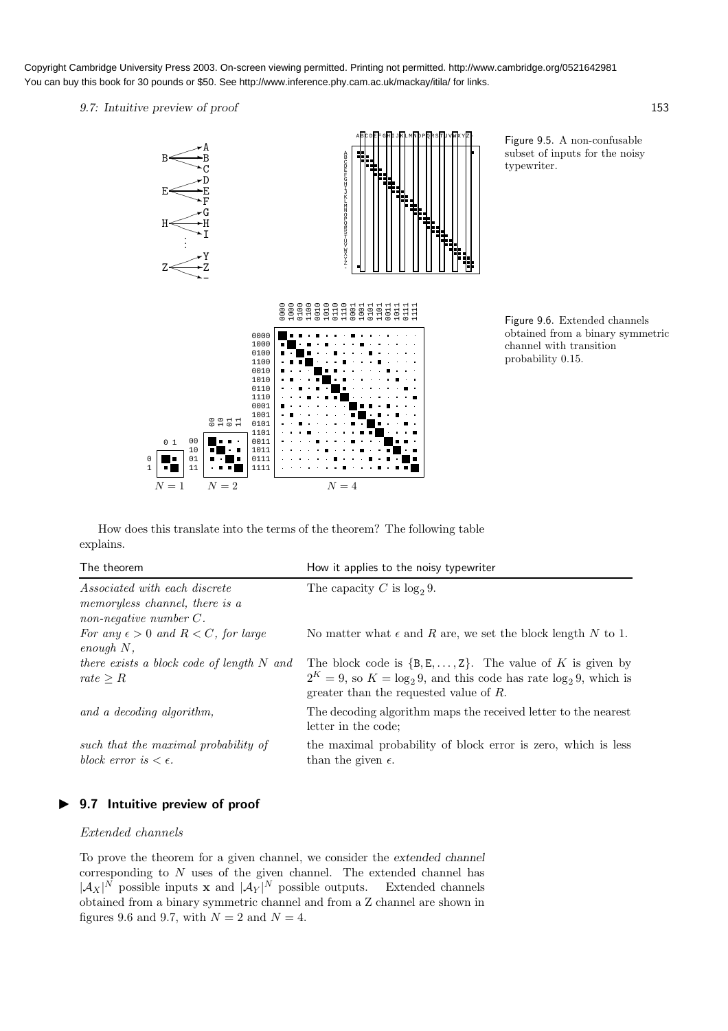Figure 9.5. A non-confusable subset of inputs for the noisy typewriter.

Figure 9.6. Extended channels obtained from a binary symmetric channel with transition probability 0.15.

How does this translate into the terms of the theorem? The following table explains.

| The theorem | How it applies to the noisy typewriter |
|---|---|
| *Associated with each discrete memoryless channel, there is a non-negative number C.* | The capacity $C$ is $\log_2 9$. |
| *For any $\epsilon > 0$ and $R < C$, for large enough N,* | No matter what $\epsilon$ and $R$ are, we set the block length $N$ to 1. |
| *there exists a block code of length N and rate $\geq R$* | The block code is $\{B, E, \ldots, Z\}$. The value of $K$ is given by $2^K = 9$, so $K = \log_2 9$, and this code has rate $\log_2 9$, which is greater than the requested value of $R$. |
| *and a decoding algorithm,* | The decoding algorithm maps the received letter to the nearest letter in the code; |
| *such that the maximal probability of block error is $< \epsilon$.* | the maximal probability of block error is zero, which is less than the given $\epsilon$. |

## ▶ 9.7 Intuitive preview of proof

*Extended channels*

To prove the theorem for a given channel, we consider the *extended channel* corresponding to $N$ uses of the given channel. The extended channel has $|\mathcal{A}_X|^N$ possible inputs $\mathbf{x}$ and $|\mathcal{A}_Y|^N$ possible outputs. Extended channels obtained from a binary symmetric channel and from a Z channel are shown in figures 9.6 and 9.7, with $N = 2$ and $N = 4$.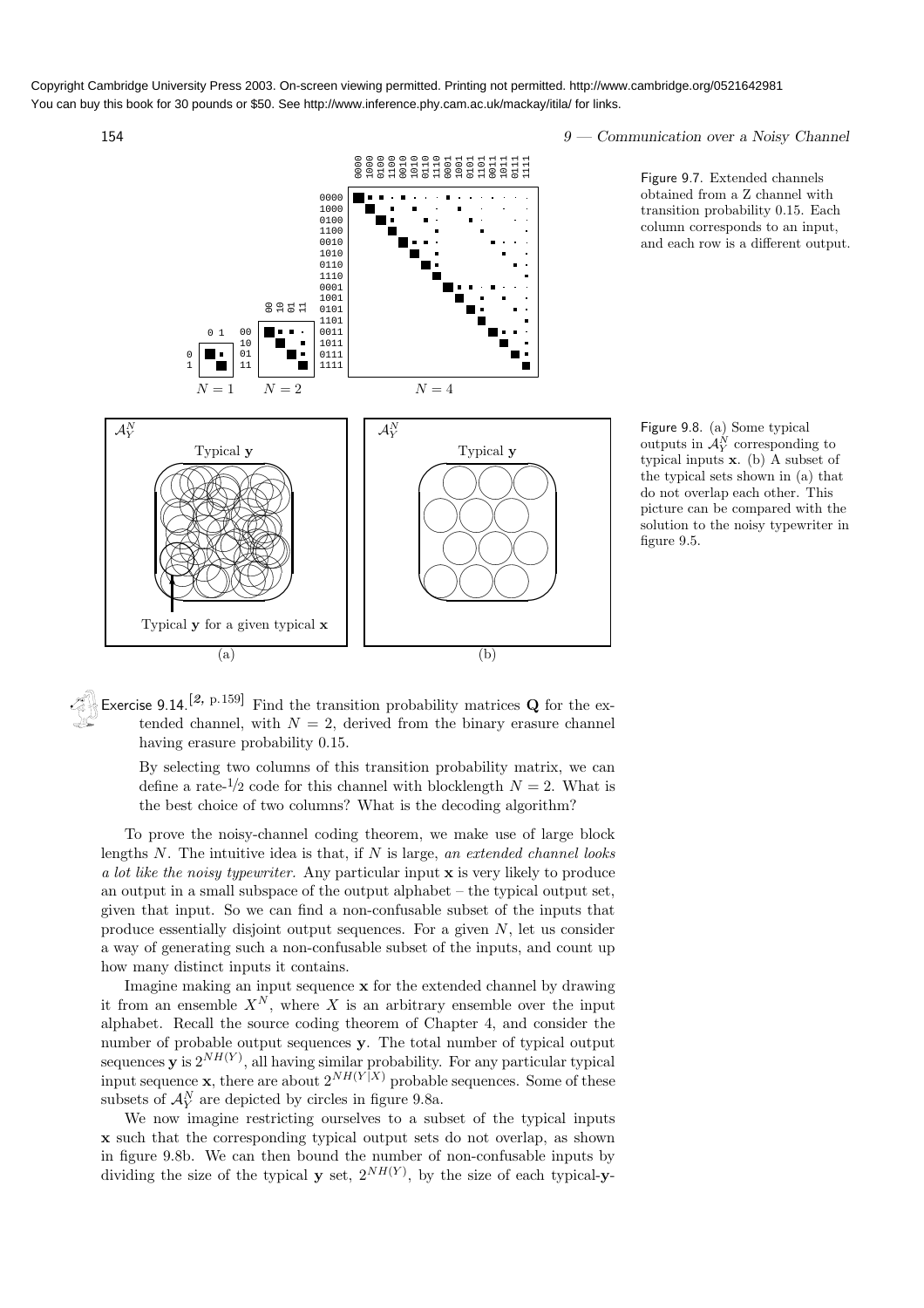Copyright Cambridge University Press 2003. On-screen viewing permitted. Printing not permitted. http://www.cambridge.org/0521642981
You can buy this book for 30 pounds or $50. See http://www.inference.phy.cam.ac.uk/mackay/itila/ for links.

Figure 9.7. Extended channels obtained from a Z channel with transition probability 0.15. Each column corresponds to an input, and each row is a different output.

Figure 9.8. (a) Some typical outputs in $\mathcal{A}_Y^N$ corresponding to typical inputs $\mathbf{x}$. (b) A subset of the typical sets shown in (a) that do not overlap each other. This picture can be compared with the solution to the noisy typewriter in figure 9.5.

Exercise 9.14.[2, p.159] Find the transition probability matrices $\mathbf{Q}$ for the extended channel, with $N = 2$, derived from the binary erasure channel having erasure probability 0.15.

By selecting two columns of this transition probability matrix, we can define a rate-1/2 code for this channel with blocklength $N = 2$. What is the best choice of two columns? What is the decoding algorithm?

To prove the noisy-channel coding theorem, we make use of large block lengths $N$. The intuitive idea is that, if $N$ is large, *an extended channel looks a lot like the noisy typewriter.* Any particular input $\mathbf{x}$ is very likely to produce an output in a small subspace of the output alphabet – the typical output set, given that input. So we can find a non-confusable subset of the inputs that produce essentially disjoint output sequences. For a given $N$, let us consider a way of generating such a non-confusable subset of the inputs, and count up how many distinct inputs it contains.

Imagine making an input sequence $\mathbf{x}$ for the extended channel by drawing it from an ensemble $X^N$, where $X$ is an arbitrary ensemble over the input alphabet. Recall the source coding theorem of Chapter 4, and consider the number of probable output sequences $\mathbf{y}$. The total number of typical output sequences $\mathbf{y}$ is $2^{NH(Y)}$, all having similar probability. For any particular typical input sequence $\mathbf{x}$, there are about $2^{NH(Y|X)}$ probable sequences. Some of these subsets of $\mathcal{A}_Y^N$ are depicted by circles in figure 9.8a.

We now imagine restricting ourselves to a subset of the typical inputs $\mathbf{x}$ such that the corresponding typical output sets do not overlap, as shown in figure 9.8b. We can then bound the number of non-confusable inputs by dividing the size of the typical $\mathbf{y}$ set, $2^{NH(Y)}$, by the size of each typical-$\mathbf{y}$-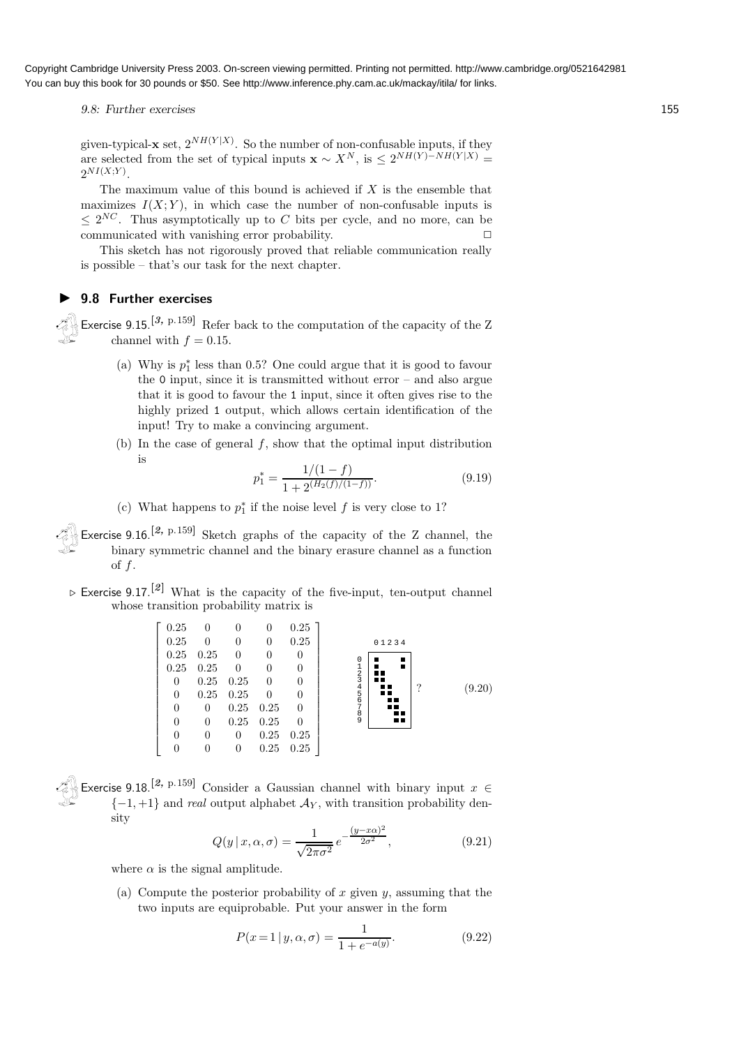given-typical-$\mathbf{x}$ set, $2^{NH(Y|X)}$. So the number of non-confusable inputs, if they are selected from the set of typical inputs $\mathbf{x} \sim X^N$, is $\leq 2^{NH(Y)-NH(Y|X)} = 2^{NI(X;Y)}$.

The maximum value of this bound is achieved if $X$ is the ensemble that maximizes $I(X;Y)$, in which case the number of non-confusable inputs is $\leq 2^{NC}$. Thus asymptotically up to $C$ bits per cycle, and no more, can be communicated with vanishing error probability. □

This sketch has not rigorously proved that reliable communication really is possible – that's our task for the next chapter.

## 9.8 Further exercises

**Exercise 9.15.**[3, p.159] Refer back to the computation of the capacity of the Z channel with $f = 0.15$.

(a) Why is $p_1^*$ less than 0.5? One could argue that it is good to favour the 0 input, since it is transmitted without error – and also argue that it is good to favour the 1 input, since it often gives rise to the highly prized 1 output, which allows certain identification of the input! Try to make a convincing argument.

(b) In the case of general $f$, show that the optimal input distribution is

$$p_1^* = \frac{1/(1-f)}{1 + 2^{(H_2(f)/(1-f))}}. \tag{9.19}$$

(c) What happens to $p_1^*$ if the noise level $f$ is very close to 1?

**Exercise 9.16.**[2, p.159] Sketch graphs of the capacity of the Z channel, the binary symmetric channel and the binary erasure channel as a function of $f$.

▷ **Exercise 9.17.**[2] What is the capacity of the five-input, ten-output channel whose transition probability matrix is

$$\begin{bmatrix} 0.25 & 0 & 0 & 0 & 0.25 \\ 0.25 & 0 & 0 & 0 & 0.25 \\ 0.25 & 0.25 & 0 & 0 & 0 \\ 0.25 & 0.25 & 0 & 0 & 0 \\ 0 & 0.25 & 0.25 & 0 & 0 \\ 0 & 0.25 & 0.25 & 0 & 0 \\ 0 & 0 & 0.25 & 0.25 & 0 \\ 0 & 0 & 0.25 & 0.25 & 0 \\ 0 & 0 & 0 & 0.25 & 0.25 \\ 0 & 0 & 0 & 0.25 & 0.25 \end{bmatrix} \quad ? \tag{9.20}$$

**Exercise 9.18.**[2, p.159] Consider a Gaussian channel with binary input $x \in \{-1, +1\}$ and *real* output alphabet $\mathcal{A}_Y$, with transition probability density

$$Q(y \mid x, \alpha, \sigma) = \frac{1}{\sqrt{2\pi\sigma^2}} e^{-\frac{(y - x\alpha)^2}{2\sigma^2}}, \tag{9.21}$$

where $\alpha$ is the signal amplitude.

(a) Compute the posterior probability of $x$ given $y$, assuming that the two inputs are equiprobable. Put your answer in the form

$$P(x = 1 \mid y, \alpha, \sigma) = \frac{1}{1 + e^{-a(y)}}. \tag{9.22}$$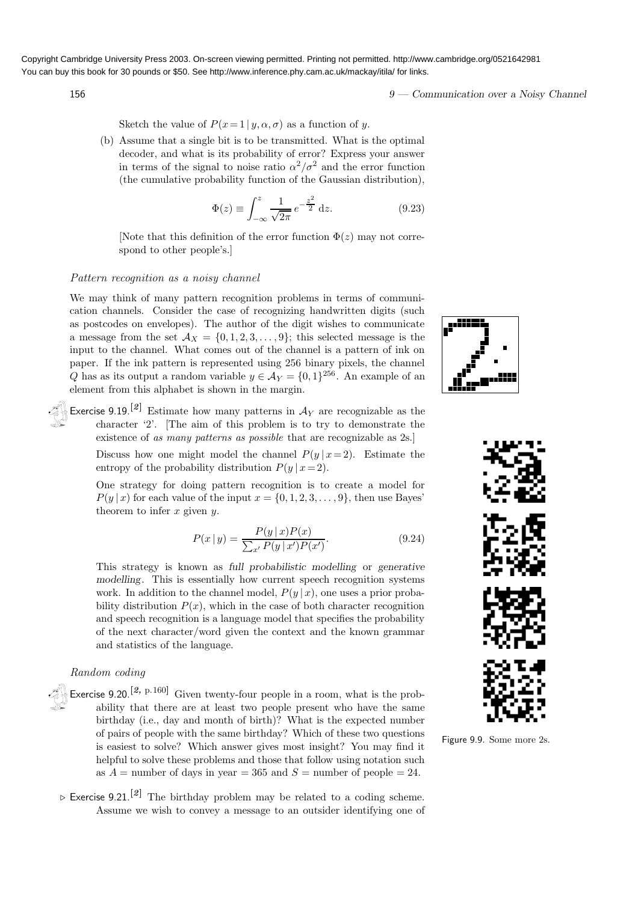Sketch the value of $P(x=1 \mid y, \alpha, \sigma)$ as a function of $y$.

(b) Assume that a single bit is to be transmitted. What is the optimal decoder, and what is its probability of error? Express your answer in terms of the signal to noise ratio $\alpha^2/\sigma^2$ and the error function (the cumulative probability function of the Gaussian distribution),

$$\Phi(z) \equiv \int_{-\infty}^{z} \frac{1}{\sqrt{2\pi}} e^{-\frac{z^2}{2}} \, dz. \tag{9.23}$$

[Note that this definition of the error function $\Phi(z)$ may not correspond to other people's.]

### *Pattern recognition as a noisy channel*

We may think of many pattern recognition problems in terms of communication channels. Consider the case of recognizing handwritten digits (such as postcodes on envelopes). The author of the digit wishes to communicate a message from the set $\mathcal{A}_X = \{0, 1, 2, 3, \ldots, 9\}$; this selected message is the input to the channel. What comes out of the channel is a pattern of ink on paper. If the ink pattern is represented using 256 binary pixels, the channel $Q$ has as its output a random variable $y \in \mathcal{A}_Y = \{0, 1\}^{256}$. An example of an element from this alphabet is shown in the margin.

Exercise 9.19.[2] Estimate how many patterns in $\mathcal{A}_Y$ are recognizable as the character '2'. [The aim of this problem is to try to demonstrate the existence of *as many patterns as possible* that are recognizable as 2s.]

Discuss how one might model the channel $P(y \mid x=2)$. Estimate the entropy of the probability distribution $P(y \mid x=2)$.

One strategy for doing pattern recognition is to create a model for $P(y \mid x)$ for each value of the input $x = \{0, 1, 2, 3, \ldots, 9\}$, then use Bayes' theorem to infer $x$ given $y$.

$$P(x \mid y) = \frac{P(y \mid x) P(x)}{\sum_{x'} P(y \mid x') P(x')}. \tag{9.24}$$

This strategy is known as **full probabilistic modelling** or **generative modelling**. This is essentially how current speech recognition systems work. In addition to the channel model, $P(y \mid x)$, one uses a prior probability distribution $P(x)$, which in the case of both character recognition and speech recognition is a language model that specifies the probability of the next character/word given the context and the known grammar and statistics of the language.

Figure 9.9. Some more 2s.

### *Random coding*

Exercise 9.20.[2, p.160] Given twenty-four people in a room, what is the probability that there are at least two people present who have the same birthday (i.e., day and month of birth)? What is the expected number of pairs of people with the same birthday? Which of these two questions is easiest to solve? Which answer gives most insight? You may find it helpful to solve these problems and those that follow using notation such as $A$ = number of days in year = 365 and $S$ = number of people = 24.

▷ Exercise 9.21.[2] The birthday problem may be related to a coding scheme. Assume we wish to convey a message to an outsider identifying one of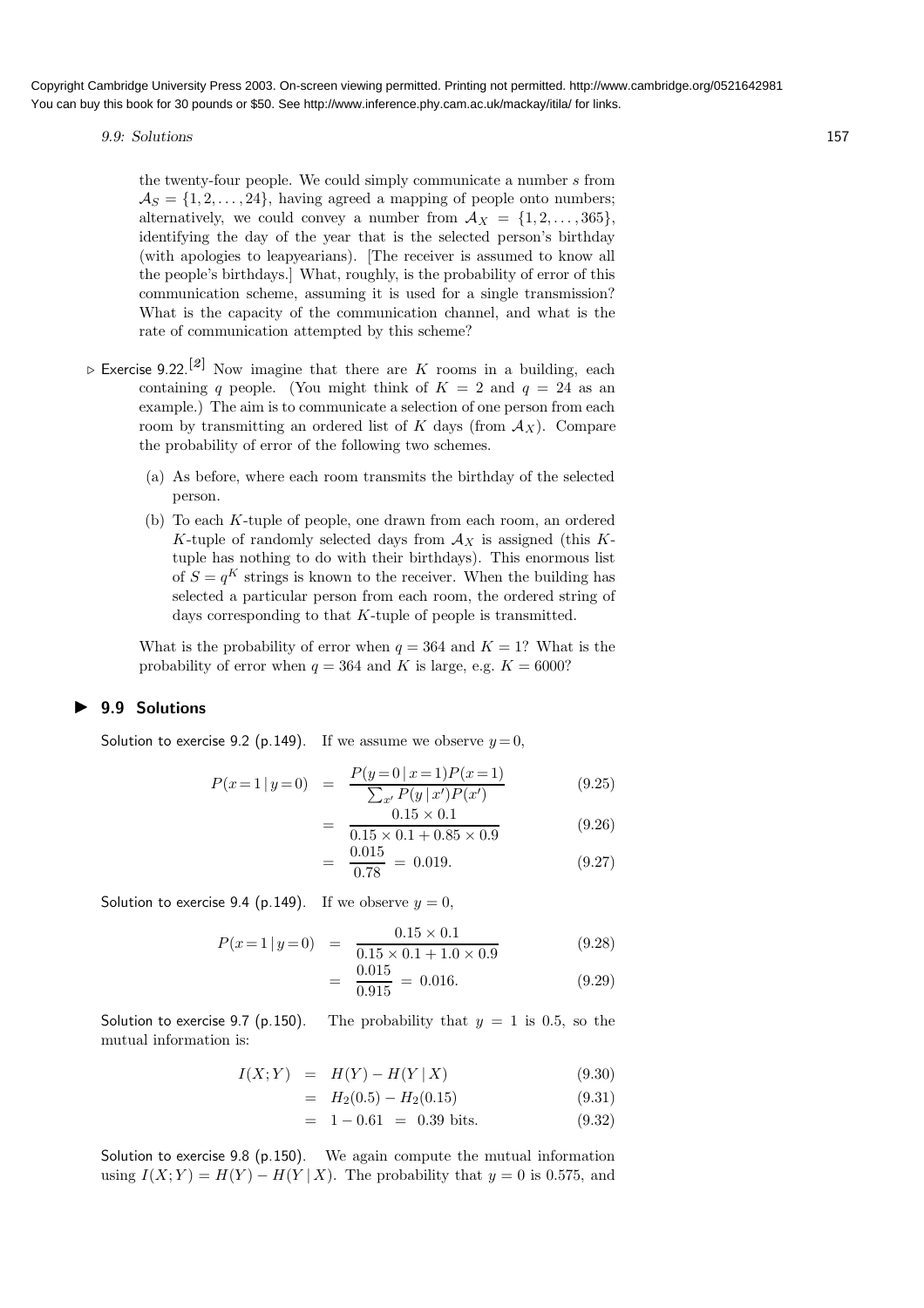the twenty-four people. We could simply communicate a number $s$ from $\mathcal{A}_S = \{1, 2, \ldots, 24\}$, having agreed a mapping of people onto numbers; alternatively, we could convey a number from $\mathcal{A}_X = \{1, 2, \ldots, 365\}$, identifying the day of the year that is the selected person's birthday (with apologies to leapyearians). [The receiver is assumed to know all the people's birthdays.] What, roughly, is the probability of error of this communication scheme, assuming it is used for a single transmission? What is the capacity of the communication channel, and what is the rate of communication attempted by this scheme?

▷ **Exercise 9.22.**[2] Now imagine that there are $K$ rooms in a building, each containing $q$ people. (You might think of $K = 2$ and $q = 24$ as an example.) The aim is to communicate a selection of one person from each room by transmitting an ordered list of $K$ days (from $\mathcal{A}_X$). Compare the probability of error of the following two schemes.

(a) As before, where each room transmits the birthday of the selected person.

(b) To each $K$-tuple of people, one drawn from each room, an ordered $K$-tuple of randomly selected days from $\mathcal{A}_X$ is assigned (this $K$-tuple has nothing to do with their birthdays). This enormous list of $S = q^K$ strings is known to the receiver. When the building has selected a particular person from each room, the ordered string of days corresponding to that $K$-tuple of people is transmitted.

What is the probability of error when $q = 364$ and $K = 1$? What is the probability of error when $q = 364$ and $K$ is large, e.g. $K = 6000$?

## 9.9 Solutions

**Solution to exercise 9.2 (p.149).** If we assume we observe $y = 0$,

$$P(x=1 \mid y=0) = \frac{P(y=0 \mid x=1)P(x=1)}{\sum_{x'} P(y \mid x')P(x')} \tag{9.25}$$

$$= \frac{0.15 \times 0.1}{0.15 \times 0.1 + 0.85 \times 0.9} \tag{9.26}$$

$$= \frac{0.015}{0.78} = 0.019. \tag{9.27}$$

**Solution to exercise 9.4 (p.149).** If we observe $y = 0$,

$$P(x=1 \mid y=0) = \frac{0.15 \times 0.1}{0.15 \times 0.1 + 1.0 \times 0.9} \tag{9.28}$$

$$= \frac{0.015}{0.915} = 0.016. \tag{9.29}$$

**Solution to exercise 9.7 (p.150).** The probability that $y = 1$ is 0.5, so the mutual information is:

$$I(X;Y) = H(Y) - H(Y \mid X) \tag{9.30}$$

$$= H_2(0.5) - H_2(0.15) \tag{9.31}$$

$$= 1 - 0.61 = 0.39 \text{ bits.} \tag{9.32}$$

**Solution to exercise 9.8 (p.150).** We again compute the mutual information using $I(X;Y) = H(Y) - H(Y \mid X)$. The probability that $y = 0$ is 0.575, and